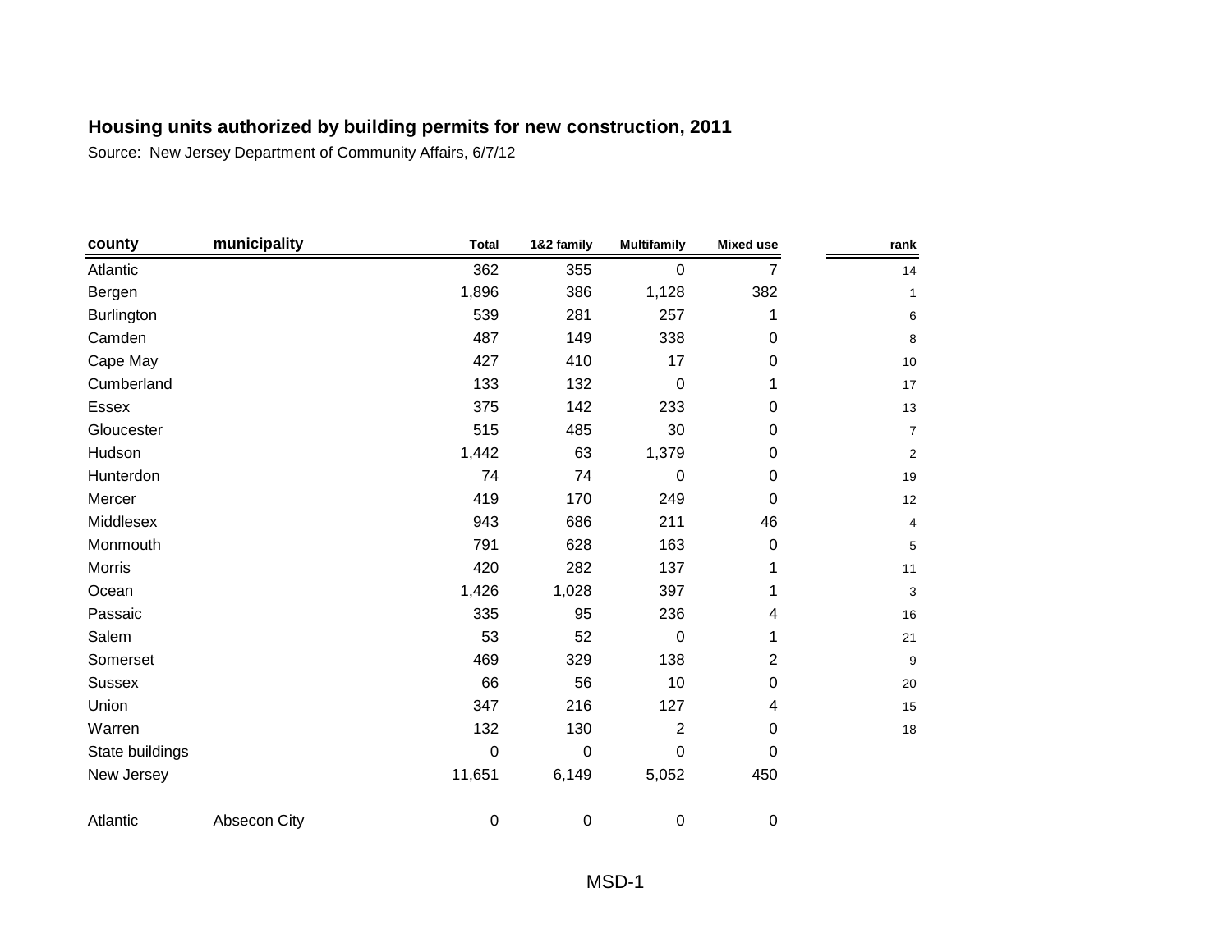## Housing units authorized by building permits for new construction, 2011

Source: New Jersey Department of Community Affairs, 6/7/12

| county | municipality | Total | 1&2 family | Multifamily | Mixed use | rank |
|---|---|---|---|---|---|---|
| Atlantic | | 362 | 355 | 0 | 7 | 14 |
| Bergen | | 1,896 | 386 | 1,128 | 382 | 1 |
| Burlington | | 539 | 281 | 257 | 1 | 6 |
| Camden | | 487 | 149 | 338 | 0 | 8 |
| Cape May | | 427 | 410 | 17 | 0 | 10 |
| Cumberland | | 133 | 132 | 0 | 1 | 17 |
| Essex | | 375 | 142 | 233 | 0 | 13 |
| Gloucester | | 515 | 485 | 30 | 0 | 7 |
| Hudson | | 1,442 | 63 | 1,379 | 0 | 2 |
| Hunterdon | | 74 | 74 | 0 | 0 | 19 |
| Mercer | | 419 | 170 | 249 | 0 | 12 |
| Middlesex | | 943 | 686 | 211 | 46 | 4 |
| Monmouth | | 791 | 628 | 163 | 0 | 5 |
| Morris | | 420 | 282 | 137 | 1 | 11 |
| Ocean | | 1,426 | 1,028 | 397 | 1 | 3 |
| Passaic | | 335 | 95 | 236 | 4 | 16 |
| Salem | | 53 | 52 | 0 | 1 | 21 |
| Somerset | | 469 | 329 | 138 | 2 | 9 |
| Sussex | | 66 | 56 | 10 | 0 | 20 |
| Union | | 347 | 216 | 127 | 4 | 15 |
| Warren | | 132 | 130 | 2 | 0 | 18 |
| State buildings | | 0 | 0 | 0 | 0 | |
| New Jersey | | 11,651 | 6,149 | 5,052 | 450 | |
| | | | | | | |
| Atlantic | Absecon City | 0 | 0 | 0 | 0 | |

MSD-1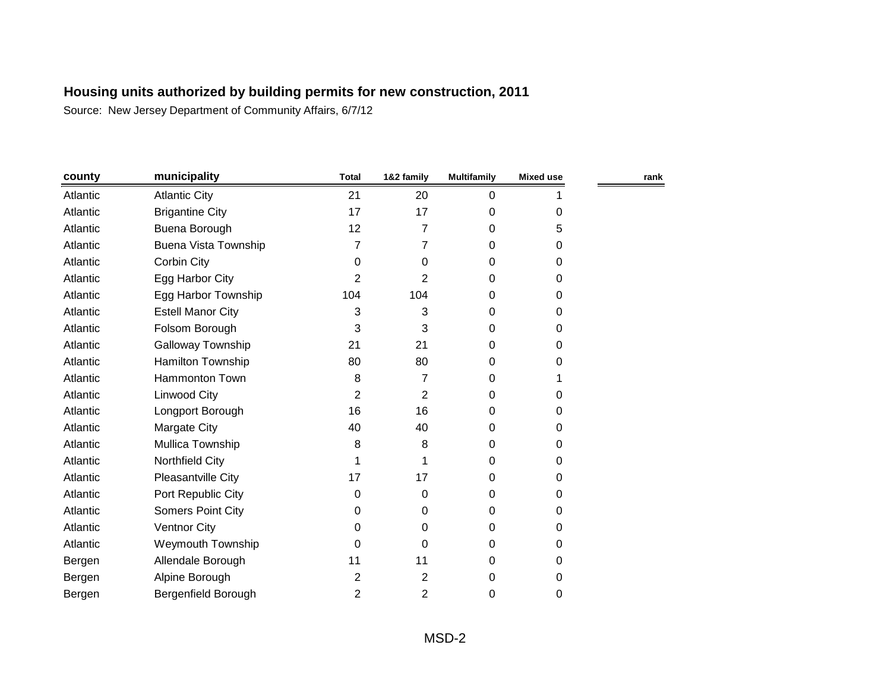**Housing units authorized by building permits for new construction, 2011**

Source: New Jersey Department of Community Affairs, 6/7/12

| county | municipality | Total | 1&2 family | Multifamily | Mixed use | rank |
|---|---|---|---|---|---|---|
| Atlantic | Atlantic City | 21 | 20 | 0 | 1 | |
| Atlantic | Brigantine City | 17 | 17 | 0 | 0 | |
| Atlantic | Buena Borough | 12 | 7 | 0 | 5 | |
| Atlantic | Buena Vista Township | 7 | 7 | 0 | 0 | |
| Atlantic | Corbin City | 0 | 0 | 0 | 0 | |
| Atlantic | Egg Harbor City | 2 | 2 | 0 | 0 | |
| Atlantic | Egg Harbor Township | 104 | 104 | 0 | 0 | |
| Atlantic | Estell Manor City | 3 | 3 | 0 | 0 | |
| Atlantic | Folsom Borough | 3 | 3 | 0 | 0 | |
| Atlantic | Galloway Township | 21 | 21 | 0 | 0 | |
| Atlantic | Hamilton Township | 80 | 80 | 0 | 0 | |
| Atlantic | Hammonton Town | 8 | 7 | 0 | 1 | |
| Atlantic | Linwood City | 2 | 2 | 0 | 0 | |
| Atlantic | Longport Borough | 16 | 16 | 0 | 0 | |
| Atlantic | Margate City | 40 | 40 | 0 | 0 | |
| Atlantic | Mullica Township | 8 | 8 | 0 | 0 | |
| Atlantic | Northfield City | 1 | 1 | 0 | 0 | |
| Atlantic | Pleasantville City | 17 | 17 | 0 | 0 | |
| Atlantic | Port Republic City | 0 | 0 | 0 | 0 | |
| Atlantic | Somers Point City | 0 | 0 | 0 | 0 | |
| Atlantic | Ventnor City | 0 | 0 | 0 | 0 | |
| Atlantic | Weymouth Township | 0 | 0 | 0 | 0 | |
| Bergen | Allendale Borough | 11 | 11 | 0 | 0 | |
| Bergen | Alpine Borough | 2 | 2 | 0 | 0 | |
| Bergen | Bergenfield Borough | 2 | 2 | 0 | 0 | |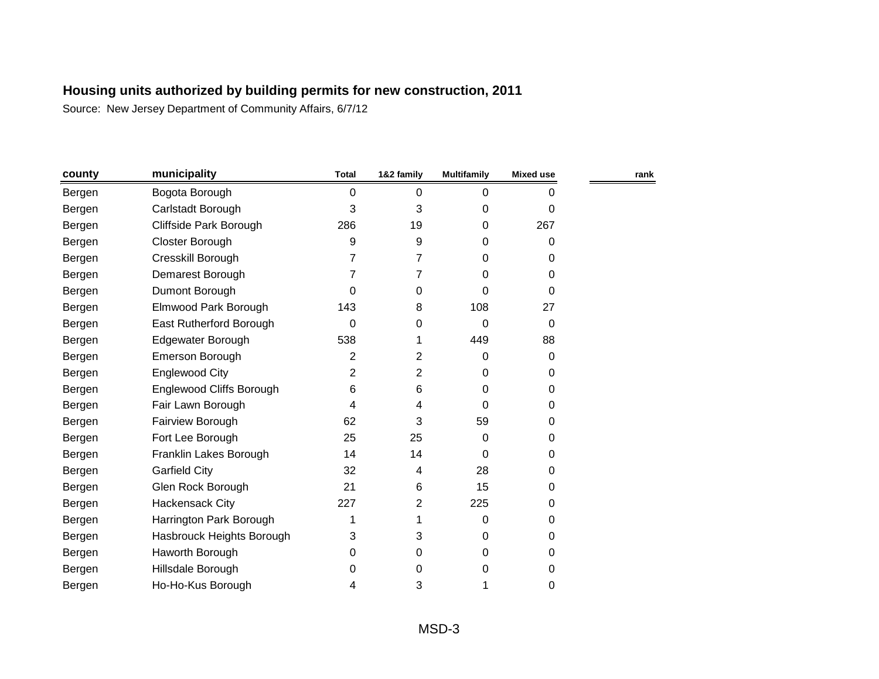# Housing units authorized by building permits for new construction, 2011

Source: New Jersey Department of Community Affairs, 6/7/12

| county | municipality | Total | 1&2 family | Multifamily | Mixed use | rank |
|---|---|---|---|---|---|---|
| Bergen | Bogota Borough | 0 | 0 | 0 | 0 | |
| Bergen | Carlstadt Borough | 3 | 3 | 0 | 0 | |
| Bergen | Cliffside Park Borough | 286 | 19 | 0 | 267 | |
| Bergen | Closter Borough | 9 | 9 | 0 | 0 | |
| Bergen | Cresskill Borough | 7 | 7 | 0 | 0 | |
| Bergen | Demarest Borough | 7 | 7 | 0 | 0 | |
| Bergen | Dumont Borough | 0 | 0 | 0 | 0 | |
| Bergen | Elmwood Park Borough | 143 | 8 | 108 | 27 | |
| Bergen | East Rutherford Borough | 0 | 0 | 0 | 0 | |
| Bergen | Edgewater Borough | 538 | 1 | 449 | 88 | |
| Bergen | Emerson Borough | 2 | 2 | 0 | 0 | |
| Bergen | Englewood City | 2 | 2 | 0 | 0 | |
| Bergen | Englewood Cliffs Borough | 6 | 6 | 0 | 0 | |
| Bergen | Fair Lawn Borough | 4 | 4 | 0 | 0 | |
| Bergen | Fairview Borough | 62 | 3 | 59 | 0 | |
| Bergen | Fort Lee Borough | 25 | 25 | 0 | 0 | |
| Bergen | Franklin Lakes Borough | 14 | 14 | 0 | 0 | |
| Bergen | Garfield City | 32 | 4 | 28 | 0 | |
| Bergen | Glen Rock Borough | 21 | 6 | 15 | 0 | |
| Bergen | Hackensack City | 227 | 2 | 225 | 0 | |
| Bergen | Harrington Park Borough | 1 | 1 | 0 | 0 | |
| Bergen | Hasbrouck Heights Borough | 3 | 3 | 0 | 0 | |
| Bergen | Haworth Borough | 0 | 0 | 0 | 0 | |
| Bergen | Hillsdale Borough | 0 | 0 | 0 | 0 | |
| Bergen | Ho-Ho-Kus Borough | 4 | 3 | 1 | 0 | |

MSD-3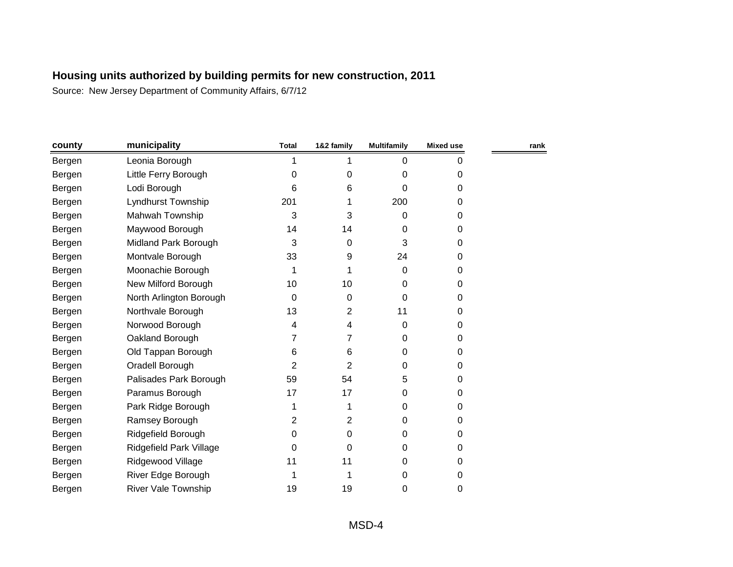**Housing units authorized by building permits for new construction, 2011**

Source: New Jersey Department of Community Affairs, 6/7/12

| county | municipality | Total | 1&2 family | Multifamily | Mixed use | rank |
|---|---|---|---|---|---|---|
| Bergen | Leonia Borough | 1 | 1 | 0 | 0 | |
| Bergen | Little Ferry Borough | 0 | 0 | 0 | 0 | |
| Bergen | Lodi Borough | 6 | 6 | 0 | 0 | |
| Bergen | Lyndhurst Township | 201 | 1 | 200 | 0 | |
| Bergen | Mahwah Township | 3 | 3 | 0 | 0 | |
| Bergen | Maywood Borough | 14 | 14 | 0 | 0 | |
| Bergen | Midland Park Borough | 3 | 0 | 3 | 0 | |
| Bergen | Montvale Borough | 33 | 9 | 24 | 0 | |
| Bergen | Moonachie Borough | 1 | 1 | 0 | 0 | |
| Bergen | New Milford Borough | 10 | 10 | 0 | 0 | |
| Bergen | North Arlington Borough | 0 | 0 | 0 | 0 | |
| Bergen | Northvale Borough | 13 | 2 | 11 | 0 | |
| Bergen | Norwood Borough | 4 | 4 | 0 | 0 | |
| Bergen | Oakland Borough | 7 | 7 | 0 | 0 | |
| Bergen | Old Tappan Borough | 6 | 6 | 0 | 0 | |
| Bergen | Oradell Borough | 2 | 2 | 0 | 0 | |
| Bergen | Palisades Park Borough | 59 | 54 | 5 | 0 | |
| Bergen | Paramus Borough | 17 | 17 | 0 | 0 | |
| Bergen | Park Ridge Borough | 1 | 1 | 0 | 0 | |
| Bergen | Ramsey Borough | 2 | 2 | 0 | 0 | |
| Bergen | Ridgefield Borough | 0 | 0 | 0 | 0 | |
| Bergen | Ridgefield Park Village | 0 | 0 | 0 | 0 | |
| Bergen | Ridgewood Village | 11 | 11 | 0 | 0 | |
| Bergen | River Edge Borough | 1 | 1 | 0 | 0 | |
| Bergen | River Vale Township | 19 | 19 | 0 | 0 | |

MSD-4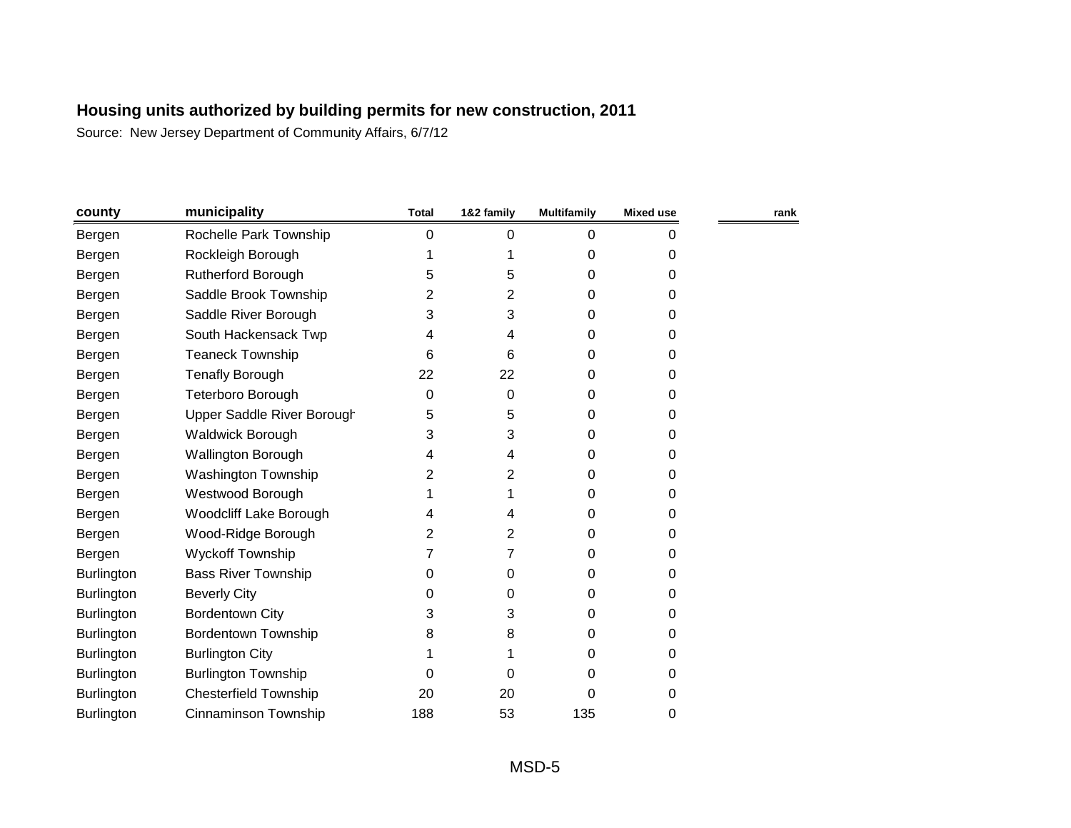# Housing units authorized by building permits for new construction, 2011

Source: New Jersey Department of Community Affairs, 6/7/12

| county | municipality | Total | 1&2 family | Multifamily | Mixed use | rank |
|---|---|---|---|---|---|---|
| Bergen | Rochelle Park Township | 0 | 0 | 0 | 0 | |
| Bergen | Rockleigh Borough | 1 | 1 | 0 | 0 | |
| Bergen | Rutherford Borough | 5 | 5 | 0 | 0 | |
| Bergen | Saddle Brook Township | 2 | 2 | 0 | 0 | |
| Bergen | Saddle River Borough | 3 | 3 | 0 | 0 | |
| Bergen | South Hackensack Twp | 4 | 4 | 0 | 0 | |
| Bergen | Teaneck Township | 6 | 6 | 0 | 0 | |
| Bergen | Tenafly Borough | 22 | 22 | 0 | 0 | |
| Bergen | Teterboro Borough | 0 | 0 | 0 | 0 | |
| Bergen | Upper Saddle River Borough | 5 | 5 | 0 | 0 | |
| Bergen | Waldwick Borough | 3 | 3 | 0 | 0 | |
| Bergen | Wallington Borough | 4 | 4 | 0 | 0 | |
| Bergen | Washington Township | 2 | 2 | 0 | 0 | |
| Bergen | Westwood Borough | 1 | 1 | 0 | 0 | |
| Bergen | Woodcliff Lake Borough | 4 | 4 | 0 | 0 | |
| Bergen | Wood-Ridge Borough | 2 | 2 | 0 | 0 | |
| Bergen | Wyckoff Township | 7 | 7 | 0 | 0 | |
| Burlington | Bass River Township | 0 | 0 | 0 | 0 | |
| Burlington | Beverly City | 0 | 0 | 0 | 0 | |
| Burlington | Bordentown City | 3 | 3 | 0 | 0 | |
| Burlington | Bordentown Township | 8 | 8 | 0 | 0 | |
| Burlington | Burlington City | 1 | 1 | 0 | 0 | |
| Burlington | Burlington Township | 0 | 0 | 0 | 0 | |
| Burlington | Chesterfield Township | 20 | 20 | 0 | 0 | |
| Burlington | Cinnaminson Township | 188 | 53 | 135 | 0 | |

MSD-5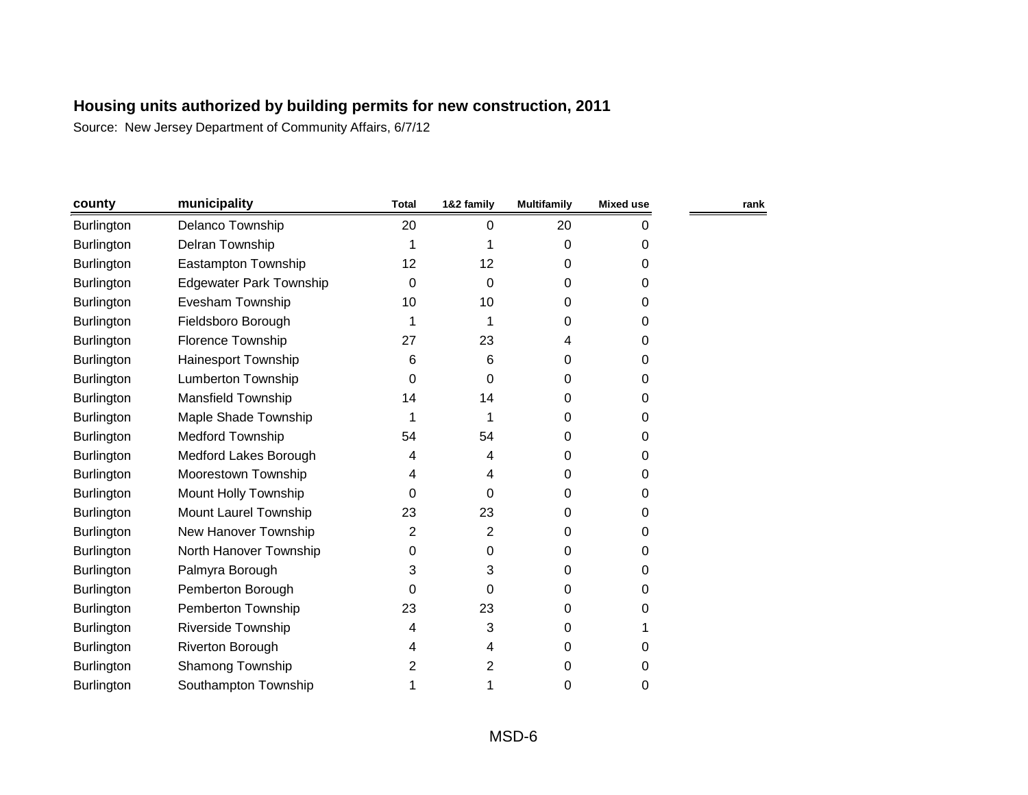# Housing units authorized by building permits for new construction, 2011

Source: New Jersey Department of Community Affairs, 6/7/12

| county | municipality | Total | 1&2 family | Multifamily | Mixed use | rank |
|---|---|---|---|---|---|---|
| Burlington | Delanco Township | 20 | 0 | 20 | 0 | |
| Burlington | Delran Township | 1 | 1 | 0 | 0 | |
| Burlington | Eastampton Township | 12 | 12 | 0 | 0 | |
| Burlington | Edgewater Park Township | 0 | 0 | 0 | 0 | |
| Burlington | Evesham Township | 10 | 10 | 0 | 0 | |
| Burlington | Fieldsboro Borough | 1 | 1 | 0 | 0 | |
| Burlington | Florence Township | 27 | 23 | 4 | 0 | |
| Burlington | Hainesport Township | 6 | 6 | 0 | 0 | |
| Burlington | Lumberton Township | 0 | 0 | 0 | 0 | |
| Burlington | Mansfield Township | 14 | 14 | 0 | 0 | |
| Burlington | Maple Shade Township | 1 | 1 | 0 | 0 | |
| Burlington | Medford Township | 54 | 54 | 0 | 0 | |
| Burlington | Medford Lakes Borough | 4 | 4 | 0 | 0 | |
| Burlington | Moorestown Township | 4 | 4 | 0 | 0 | |
| Burlington | Mount Holly Township | 0 | 0 | 0 | 0 | |
| Burlington | Mount Laurel Township | 23 | 23 | 0 | 0 | |
| Burlington | New Hanover Township | 2 | 2 | 0 | 0 | |
| Burlington | North Hanover Township | 0 | 0 | 0 | 0 | |
| Burlington | Palmyra Borough | 3 | 3 | 0 | 0 | |
| Burlington | Pemberton Borough | 0 | 0 | 0 | 0 | |
| Burlington | Pemberton Township | 23 | 23 | 0 | 0 | |
| Burlington | Riverside Township | 4 | 3 | 0 | 1 | |
| Burlington | Riverton Borough | 4 | 4 | 0 | 0 | |
| Burlington | Shamong Township | 2 | 2 | 0 | 0 | |
| Burlington | Southampton Township | 1 | 1 | 0 | 0 | |

MSD-6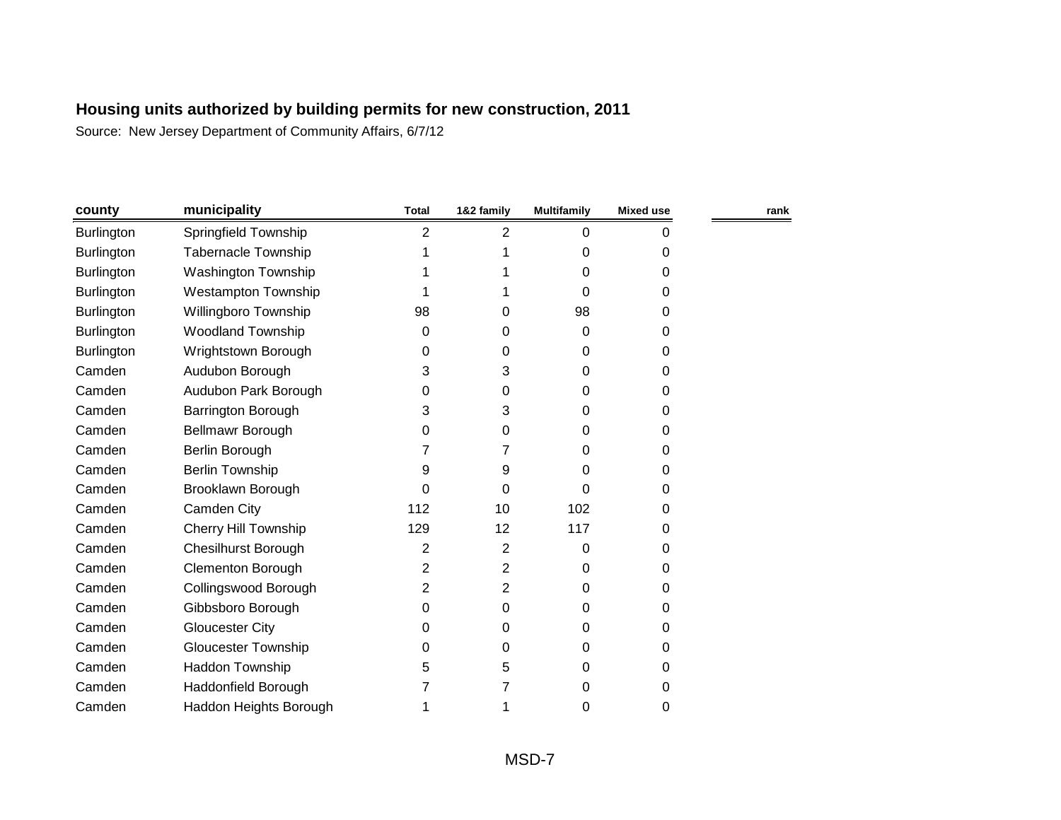# Housing units authorized by building permits for new construction, 2011

Source: New Jersey Department of Community Affairs, 6/7/12

| county | municipality | Total | 1&2 family | Multifamily | Mixed use | rank |
|---|---|---|---|---|---|---|
| Burlington | Springfield Township | 2 | 2 | 0 | 0 | |
| Burlington | Tabernacle Township | 1 | 1 | 0 | 0 | |
| Burlington | Washington Township | 1 | 1 | 0 | 0 | |
| Burlington | Westampton Township | 1 | 1 | 0 | 0 | |
| Burlington | Willingboro Township | 98 | 0 | 98 | 0 | |
| Burlington | Woodland Township | 0 | 0 | 0 | 0 | |
| Burlington | Wrightstown Borough | 0 | 0 | 0 | 0 | |
| Camden | Audubon Borough | 3 | 3 | 0 | 0 | |
| Camden | Audubon Park Borough | 0 | 0 | 0 | 0 | |
| Camden | Barrington Borough | 3 | 3 | 0 | 0 | |
| Camden | Bellmawr Borough | 0 | 0 | 0 | 0 | |
| Camden | Berlin Borough | 7 | 7 | 0 | 0 | |
| Camden | Berlin Township | 9 | 9 | 0 | 0 | |
| Camden | Brooklawn Borough | 0 | 0 | 0 | 0 | |
| Camden | Camden City | 112 | 10 | 102 | 0 | |
| Camden | Cherry Hill Township | 129 | 12 | 117 | 0 | |
| Camden | Chesilhurst Borough | 2 | 2 | 0 | 0 | |
| Camden | Clementon Borough | 2 | 2 | 0 | 0 | |
| Camden | Collingswood Borough | 2 | 2 | 0 | 0 | |
| Camden | Gibbsboro Borough | 0 | 0 | 0 | 0 | |
| Camden | Gloucester City | 0 | 0 | 0 | 0 | |
| Camden | Gloucester Township | 0 | 0 | 0 | 0 | |
| Camden | Haddon Township | 5 | 5 | 0 | 0 | |
| Camden | Haddonfield Borough | 7 | 7 | 0 | 0 | |
| Camden | Haddon Heights Borough | 1 | 1 | 0 | 0 | |

MSD-7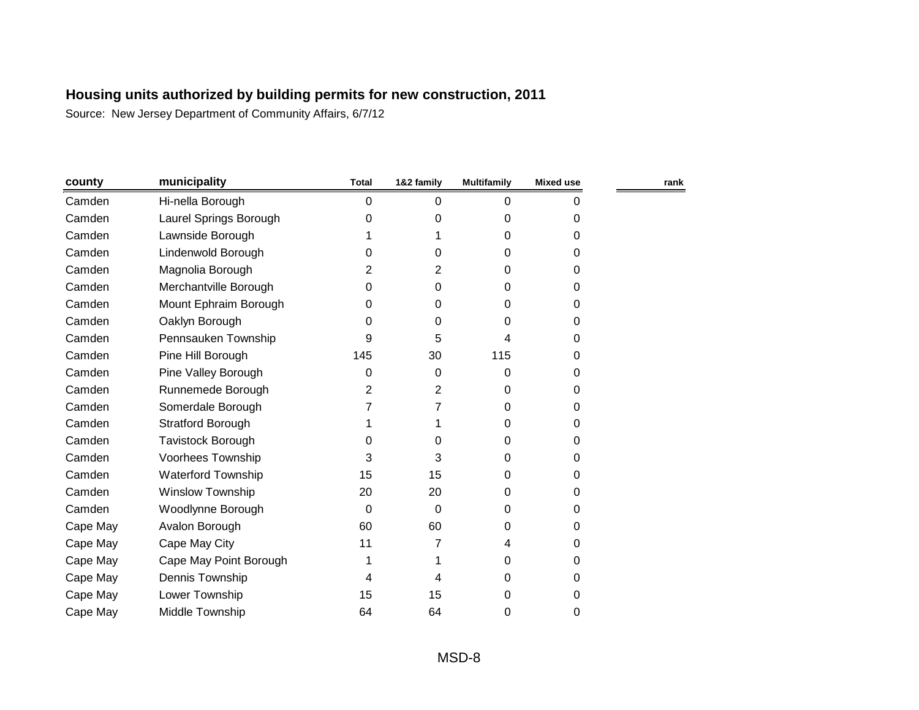# Housing units authorized by building permits for new construction, 2011

Source: New Jersey Department of Community Affairs, 6/7/12

| county | municipality | Total | 1&2 family | Multifamily | Mixed use | rank |
|---|---|---|---|---|---|---|
| Camden | Hi-nella Borough | 0 | 0 | 0 | 0 | |
| Camden | Laurel Springs Borough | 0 | 0 | 0 | 0 | |
| Camden | Lawnside Borough | 1 | 1 | 0 | 0 | |
| Camden | Lindenwold Borough | 0 | 0 | 0 | 0 | |
| Camden | Magnolia Borough | 2 | 2 | 0 | 0 | |
| Camden | Merchantville Borough | 0 | 0 | 0 | 0 | |
| Camden | Mount Ephraim Borough | 0 | 0 | 0 | 0 | |
| Camden | Oaklyn Borough | 0 | 0 | 0 | 0 | |
| Camden | Pennsauken Township | 9 | 5 | 4 | 0 | |
| Camden | Pine Hill Borough | 145 | 30 | 115 | 0 | |
| Camden | Pine Valley Borough | 0 | 0 | 0 | 0 | |
| Camden | Runnemede Borough | 2 | 2 | 0 | 0 | |
| Camden | Somerdale Borough | 7 | 7 | 0 | 0 | |
| Camden | Stratford Borough | 1 | 1 | 0 | 0 | |
| Camden | Tavistock Borough | 0 | 0 | 0 | 0 | |
| Camden | Voorhees Township | 3 | 3 | 0 | 0 | |
| Camden | Waterford Township | 15 | 15 | 0 | 0 | |
| Camden | Winslow Township | 20 | 20 | 0 | 0 | |
| Camden | Woodlynne Borough | 0 | 0 | 0 | 0 | |
| Cape May | Avalon Borough | 60 | 60 | 0 | 0 | |
| Cape May | Cape May City | 11 | 7 | 4 | 0 | |
| Cape May | Cape May Point Borough | 1 | 1 | 0 | 0 | |
| Cape May | Dennis Township | 4 | 4 | 0 | 0 | |
| Cape May | Lower Township | 15 | 15 | 0 | 0 | |
| Cape May | Middle Township | 64 | 64 | 0 | 0 | |

MSD-8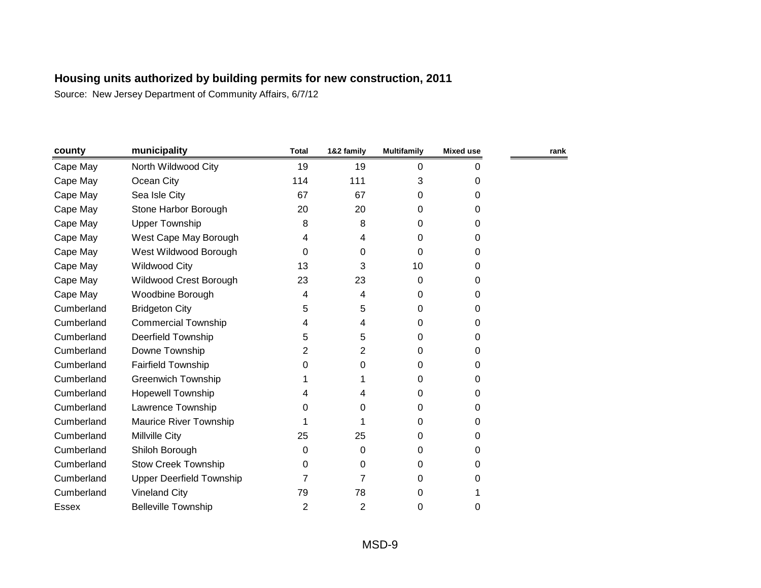## Housing units authorized by building permits for new construction, 2011

Source: New Jersey Department of Community Affairs, 6/7/12

| county | municipality | Total | 1&2 family | Multifamily | Mixed use | rank |
|---|---|---|---|---|---|---|
| Cape May | North Wildwood City | 19 | 19 | 0 | 0 | |
| Cape May | Ocean City | 114 | 111 | 3 | 0 | |
| Cape May | Sea Isle City | 67 | 67 | 0 | 0 | |
| Cape May | Stone Harbor Borough | 20 | 20 | 0 | 0 | |
| Cape May | Upper Township | 8 | 8 | 0 | 0 | |
| Cape May | West Cape May Borough | 4 | 4 | 0 | 0 | |
| Cape May | West Wildwood Borough | 0 | 0 | 0 | 0 | |
| Cape May | Wildwood City | 13 | 3 | 10 | 0 | |
| Cape May | Wildwood Crest Borough | 23 | 23 | 0 | 0 | |
| Cape May | Woodbine Borough | 4 | 4 | 0 | 0 | |
| Cumberland | Bridgeton City | 5 | 5 | 0 | 0 | |
| Cumberland | Commercial Township | 4 | 4 | 0 | 0 | |
| Cumberland | Deerfield Township | 5 | 5 | 0 | 0 | |
| Cumberland | Downe Township | 2 | 2 | 0 | 0 | |
| Cumberland | Fairfield Township | 0 | 0 | 0 | 0 | |
| Cumberland | Greenwich Township | 1 | 1 | 0 | 0 | |
| Cumberland | Hopewell Township | 4 | 4 | 0 | 0 | |
| Cumberland | Lawrence Township | 0 | 0 | 0 | 0 | |
| Cumberland | Maurice River Township | 1 | 1 | 0 | 0 | |
| Cumberland | Millville City | 25 | 25 | 0 | 0 | |
| Cumberland | Shiloh Borough | 0 | 0 | 0 | 0 | |
| Cumberland | Stow Creek Township | 0 | 0 | 0 | 0 | |
| Cumberland | Upper Deerfield Township | 7 | 7 | 0 | 0 | |
| Cumberland | Vineland City | 79 | 78 | 0 | 1 | |
| Essex | Belleville Township | 2 | 2 | 0 | 0 | |

MSD-9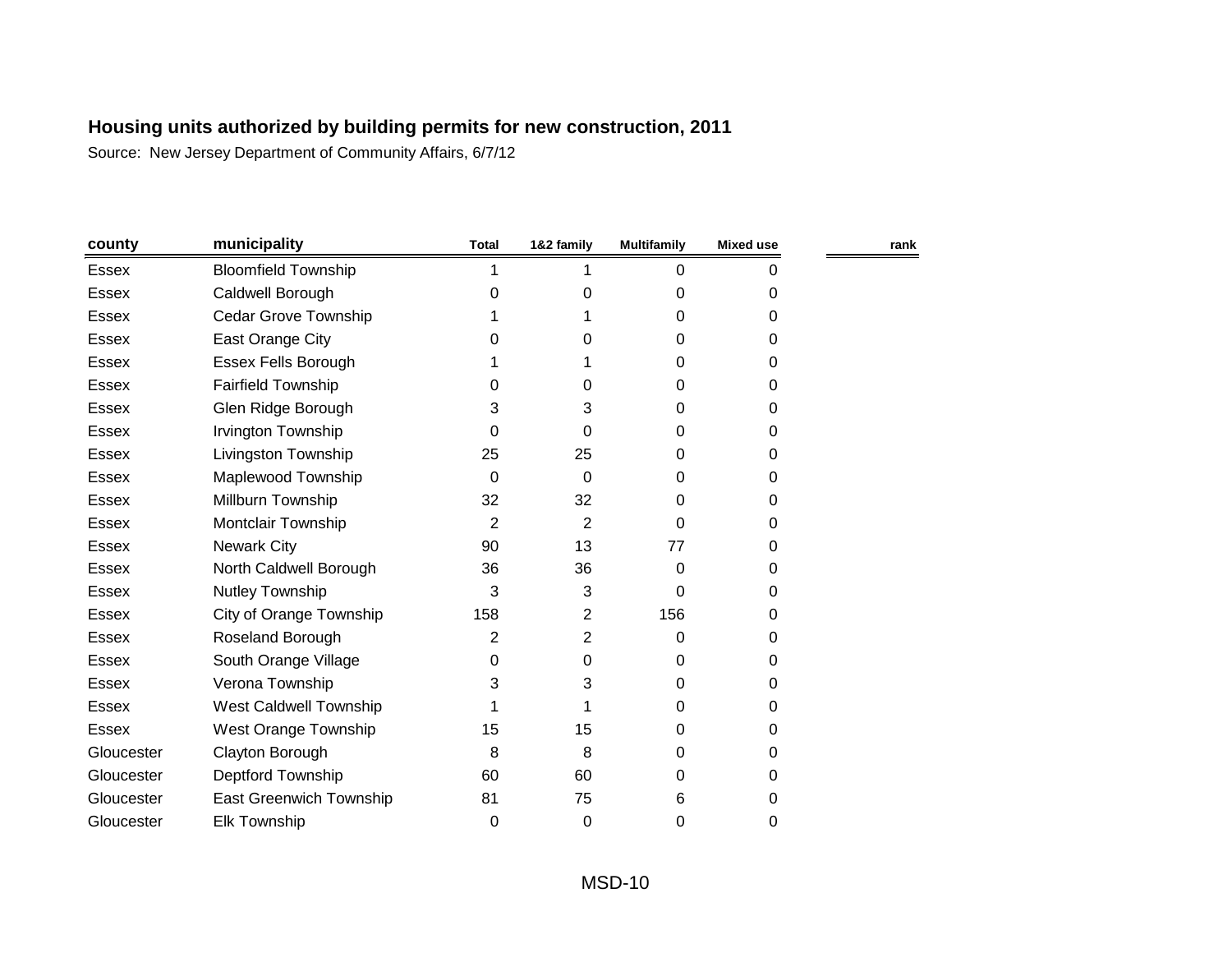## Housing units authorized by building permits for new construction, 2011

Source: New Jersey Department of Community Affairs, 6/7/12

| county | municipality | Total | 1&2 family | Multifamily | Mixed use | rank |
|---|---|---|---|---|---|---|
| Essex | Bloomfield Township | 1 | 1 | 0 | 0 | |
| Essex | Caldwell Borough | 0 | 0 | 0 | 0 | |
| Essex | Cedar Grove Township | 1 | 1 | 0 | 0 | |
| Essex | East Orange City | 0 | 0 | 0 | 0 | |
| Essex | Essex Fells Borough | 1 | 1 | 0 | 0 | |
| Essex | Fairfield Township | 0 | 0 | 0 | 0 | |
| Essex | Glen Ridge Borough | 3 | 3 | 0 | 0 | |
| Essex | Irvington Township | 0 | 0 | 0 | 0 | |
| Essex | Livingston Township | 25 | 25 | 0 | 0 | |
| Essex | Maplewood Township | 0 | 0 | 0 | 0 | |
| Essex | Millburn Township | 32 | 32 | 0 | 0 | |
| Essex | Montclair Township | 2 | 2 | 0 | 0 | |
| Essex | Newark City | 90 | 13 | 77 | 0 | |
| Essex | North Caldwell Borough | 36 | 36 | 0 | 0 | |
| Essex | Nutley Township | 3 | 3 | 0 | 0 | |
| Essex | City of Orange Township | 158 | 2 | 156 | 0 | |
| Essex | Roseland Borough | 2 | 2 | 0 | 0 | |
| Essex | South Orange Village | 0 | 0 | 0 | 0 | |
| Essex | Verona Township | 3 | 3 | 0 | 0 | |
| Essex | West Caldwell Township | 1 | 1 | 0 | 0 | |
| Essex | West Orange Township | 15 | 15 | 0 | 0 | |
| Gloucester | Clayton Borough | 8 | 8 | 0 | 0 | |
| Gloucester | Deptford Township | 60 | 60 | 0 | 0 | |
| Gloucester | East Greenwich Township | 81 | 75 | 6 | 0 | |
| Gloucester | Elk Township | 0 | 0 | 0 | 0 | |

MSD-10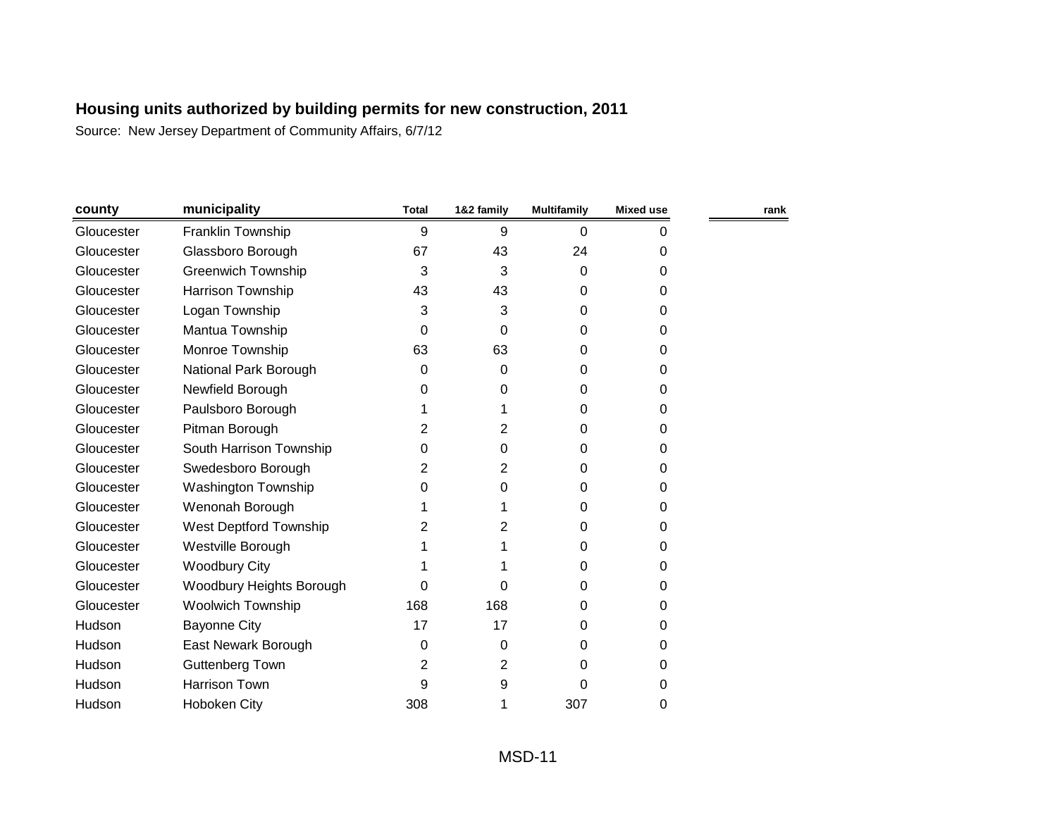## Housing units authorized by building permits for new construction, 2011

Source: New Jersey Department of Community Affairs, 6/7/12

| county | municipality | Total | 1&2 family | Multifamily | Mixed use | rank |
|---|---|---|---|---|---|---|
| Gloucester | Franklin Township | 9 | 9 | 0 | 0 | |
| Gloucester | Glassboro Borough | 67 | 43 | 24 | 0 | |
| Gloucester | Greenwich Township | 3 | 3 | 0 | 0 | |
| Gloucester | Harrison Township | 43 | 43 | 0 | 0 | |
| Gloucester | Logan Township | 3 | 3 | 0 | 0 | |
| Gloucester | Mantua Township | 0 | 0 | 0 | 0 | |
| Gloucester | Monroe Township | 63 | 63 | 0 | 0 | |
| Gloucester | National Park Borough | 0 | 0 | 0 | 0 | |
| Gloucester | Newfield Borough | 0 | 0 | 0 | 0 | |
| Gloucester | Paulsboro Borough | 1 | 1 | 0 | 0 | |
| Gloucester | Pitman Borough | 2 | 2 | 0 | 0 | |
| Gloucester | South Harrison Township | 0 | 0 | 0 | 0 | |
| Gloucester | Swedesboro Borough | 2 | 2 | 0 | 0 | |
| Gloucester | Washington Township | 0 | 0 | 0 | 0 | |
| Gloucester | Wenonah Borough | 1 | 1 | 0 | 0 | |
| Gloucester | West Deptford Township | 2 | 2 | 0 | 0 | |
| Gloucester | Westville Borough | 1 | 1 | 0 | 0 | |
| Gloucester | Woodbury City | 1 | 1 | 0 | 0 | |
| Gloucester | Woodbury Heights Borough | 0 | 0 | 0 | 0 | |
| Gloucester | Woolwich Township | 168 | 168 | 0 | 0 | |
| Hudson | Bayonne City | 17 | 17 | 0 | 0 | |
| Hudson | East Newark Borough | 0 | 0 | 0 | 0 | |
| Hudson | Guttenberg Town | 2 | 2 | 0 | 0 | |
| Hudson | Harrison Town | 9 | 9 | 0 | 0 | |
| Hudson | Hoboken City | 308 | 1 | 307 | 0 | |

MSD-11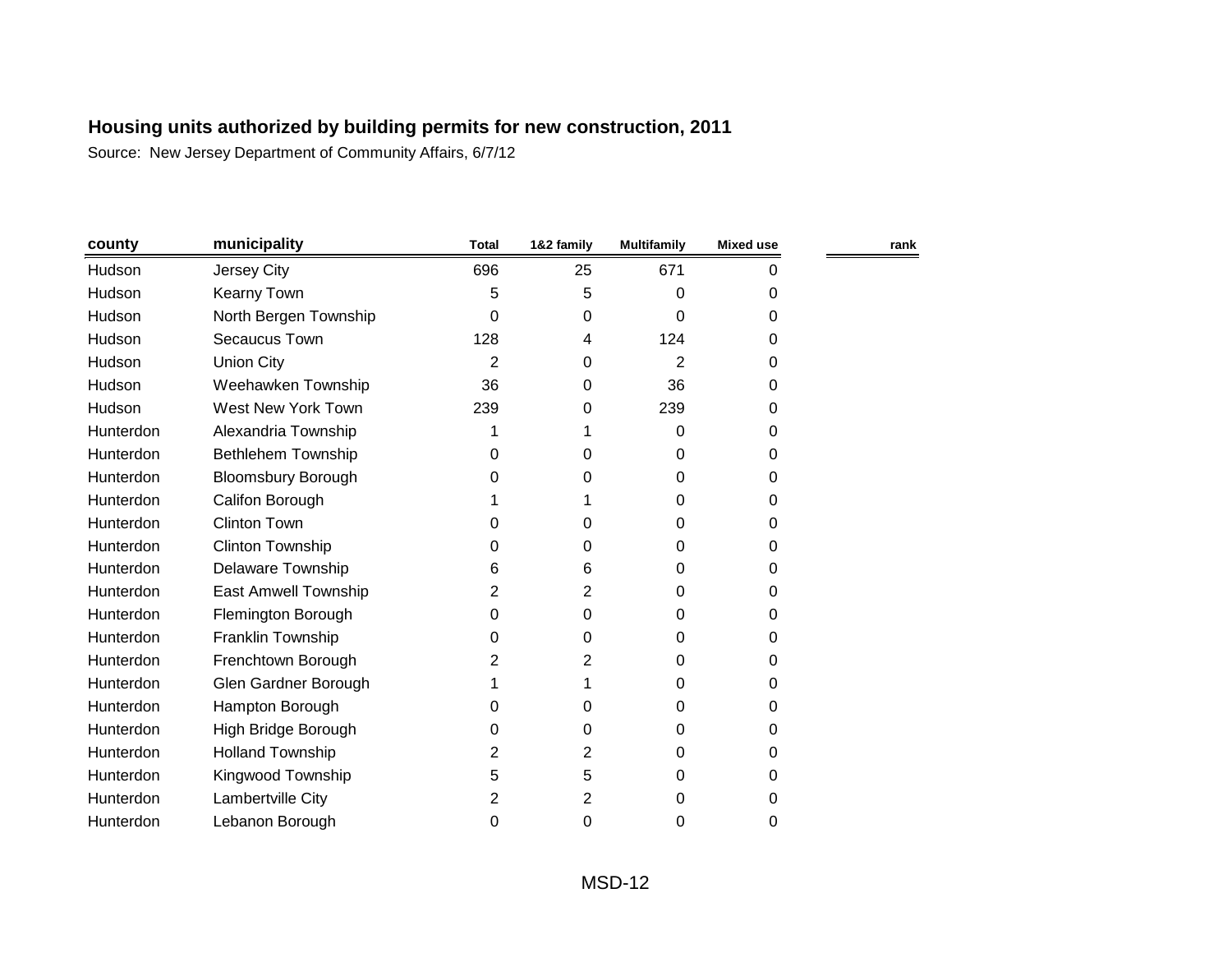## Housing units authorized by building permits for new construction, 2011

Source: New Jersey Department of Community Affairs, 6/7/12

| county | municipality | Total | 1&2 family | Multifamily | Mixed use | rank |
|---|---|---|---|---|---|---|
| Hudson | Jersey City | 696 | 25 | 671 | 0 | |
| Hudson | Kearny Town | 5 | 5 | 0 | 0 | |
| Hudson | North Bergen Township | 0 | 0 | 0 | 0 | |
| Hudson | Secaucus Town | 128 | 4 | 124 | 0 | |
| Hudson | Union City | 2 | 0 | 2 | 0 | |
| Hudson | Weehawken Township | 36 | 0 | 36 | 0 | |
| Hudson | West New York Town | 239 | 0 | 239 | 0 | |
| Hunterdon | Alexandria Township | 1 | 1 | 0 | 0 | |
| Hunterdon | Bethlehem Township | 0 | 0 | 0 | 0 | |
| Hunterdon | Bloomsbury Borough | 0 | 0 | 0 | 0 | |
| Hunterdon | Califon Borough | 1 | 1 | 0 | 0 | |
| Hunterdon | Clinton Town | 0 | 0 | 0 | 0 | |
| Hunterdon | Clinton Township | 0 | 0 | 0 | 0 | |
| Hunterdon | Delaware Township | 6 | 6 | 0 | 0 | |
| Hunterdon | East Amwell Township | 2 | 2 | 0 | 0 | |
| Hunterdon | Flemington Borough | 0 | 0 | 0 | 0 | |
| Hunterdon | Franklin Township | 0 | 0 | 0 | 0 | |
| Hunterdon | Frenchtown Borough | 2 | 2 | 0 | 0 | |
| Hunterdon | Glen Gardner Borough | 1 | 1 | 0 | 0 | |
| Hunterdon | Hampton Borough | 0 | 0 | 0 | 0 | |
| Hunterdon | High Bridge Borough | 0 | 0 | 0 | 0 | |
| Hunterdon | Holland Township | 2 | 2 | 0 | 0 | |
| Hunterdon | Kingwood Township | 5 | 5 | 0 | 0 | |
| Hunterdon | Lambertville City | 2 | 2 | 0 | 0 | |
| Hunterdon | Lebanon Borough | 0 | 0 | 0 | 0 | |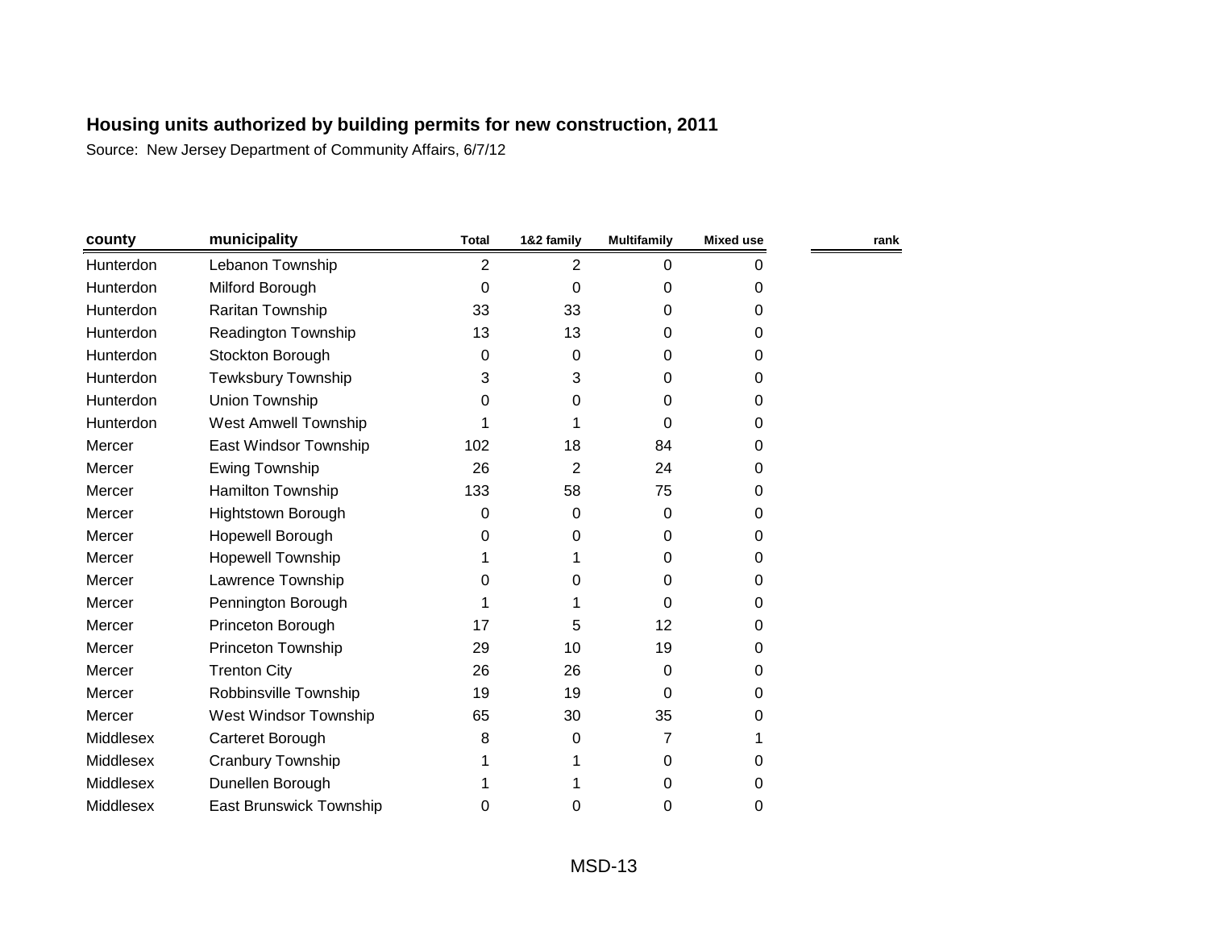# Housing units authorized by building permits for new construction, 2011

Source: New Jersey Department of Community Affairs, 6/7/12

| county | municipality | Total | 1&2 family | Multifamily | Mixed use | rank |
|---|---|---|---|---|---|---|
| Hunterdon | Lebanon Township | 2 | 2 | 0 | 0 | |
| Hunterdon | Milford Borough | 0 | 0 | 0 | 0 | |
| Hunterdon | Raritan Township | 33 | 33 | 0 | 0 | |
| Hunterdon | Readington Township | 13 | 13 | 0 | 0 | |
| Hunterdon | Stockton Borough | 0 | 0 | 0 | 0 | |
| Hunterdon | Tewksbury Township | 3 | 3 | 0 | 0 | |
| Hunterdon | Union Township | 0 | 0 | 0 | 0 | |
| Hunterdon | West Amwell Township | 1 | 1 | 0 | 0 | |
| Mercer | East Windsor Township | 102 | 18 | 84 | 0 | |
| Mercer | Ewing Township | 26 | 2 | 24 | 0 | |
| Mercer | Hamilton Township | 133 | 58 | 75 | 0 | |
| Mercer | Hightstown Borough | 0 | 0 | 0 | 0 | |
| Mercer | Hopewell Borough | 0 | 0 | 0 | 0 | |
| Mercer | Hopewell Township | 1 | 1 | 0 | 0 | |
| Mercer | Lawrence Township | 0 | 0 | 0 | 0 | |
| Mercer | Pennington Borough | 1 | 1 | 0 | 0 | |
| Mercer | Princeton Borough | 17 | 5 | 12 | 0 | |
| Mercer | Princeton Township | 29 | 10 | 19 | 0 | |
| Mercer | Trenton City | 26 | 26 | 0 | 0 | |
| Mercer | Robbinsville Township | 19 | 19 | 0 | 0 | |
| Mercer | West Windsor Township | 65 | 30 | 35 | 0 | |
| Middlesex | Carteret Borough | 8 | 0 | 7 | 1 | |
| Middlesex | Cranbury Township | 1 | 1 | 0 | 0 | |
| Middlesex | Dunellen Borough | 1 | 1 | 0 | 0 | |
| Middlesex | East Brunswick Township | 0 | 0 | 0 | 0 | |

MSD-13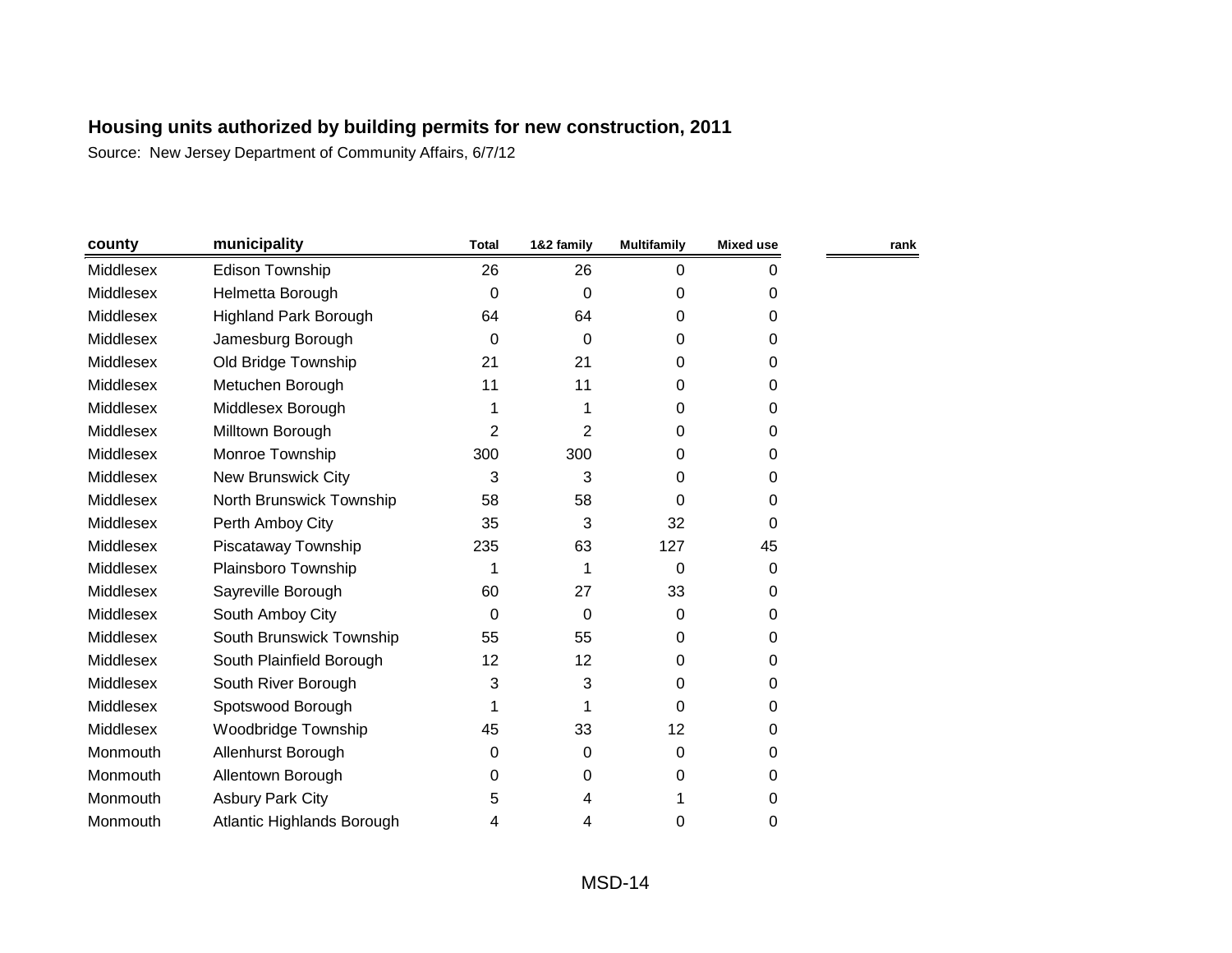## Housing units authorized by building permits for new construction, 2011

Source: New Jersey Department of Community Affairs, 6/7/12

| county | municipality | Total | 1&2 family | Multifamily | Mixed use | rank |
|---|---|---|---|---|---|---|
| Middlesex | Edison Township | 26 | 26 | 0 | 0 | |
| Middlesex | Helmetta Borough | 0 | 0 | 0 | 0 | |
| Middlesex | Highland Park Borough | 64 | 64 | 0 | 0 | |
| Middlesex | Jamesburg Borough | 0 | 0 | 0 | 0 | |
| Middlesex | Old Bridge Township | 21 | 21 | 0 | 0 | |
| Middlesex | Metuchen Borough | 11 | 11 | 0 | 0 | |
| Middlesex | Middlesex Borough | 1 | 1 | 0 | 0 | |
| Middlesex | Milltown Borough | 2 | 2 | 0 | 0 | |
| Middlesex | Monroe Township | 300 | 300 | 0 | 0 | |
| Middlesex | New Brunswick City | 3 | 3 | 0 | 0 | |
| Middlesex | North Brunswick Township | 58 | 58 | 0 | 0 | |
| Middlesex | Perth Amboy City | 35 | 3 | 32 | 0 | |
| Middlesex | Piscataway Township | 235 | 63 | 127 | 45 | |
| Middlesex | Plainsboro Township | 1 | 1 | 0 | 0 | |
| Middlesex | Sayreville Borough | 60 | 27 | 33 | 0 | |
| Middlesex | South Amboy City | 0 | 0 | 0 | 0 | |
| Middlesex | South Brunswick Township | 55 | 55 | 0 | 0 | |
| Middlesex | South Plainfield Borough | 12 | 12 | 0 | 0 | |
| Middlesex | South River Borough | 3 | 3 | 0 | 0 | |
| Middlesex | Spotswood Borough | 1 | 1 | 0 | 0 | |
| Middlesex | Woodbridge Township | 45 | 33 | 12 | 0 | |
| Monmouth | Allenhurst Borough | 0 | 0 | 0 | 0 | |
| Monmouth | Allentown Borough | 0 | 0 | 0 | 0 | |
| Monmouth | Asbury Park City | 5 | 4 | 1 | 0 | |
| Monmouth | Atlantic Highlands Borough | 4 | 4 | 0 | 0 | |

MSD-14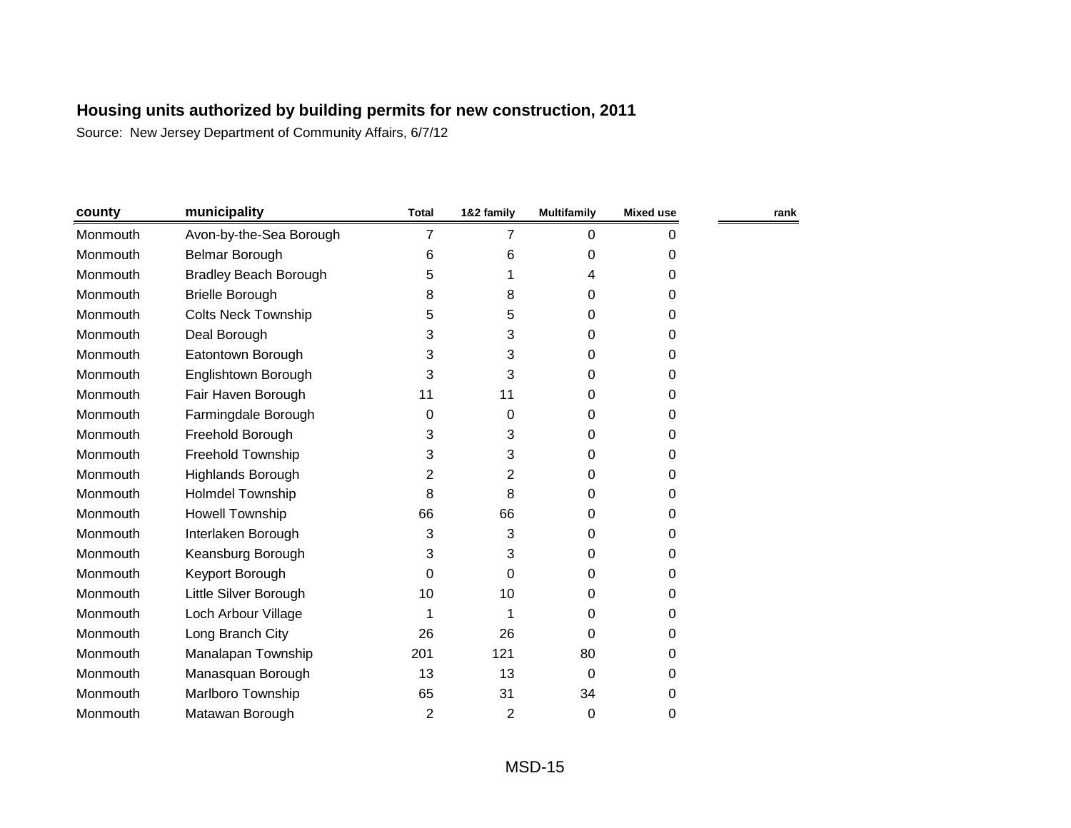**Housing units authorized by building permits for new construction, 2011**

Source: New Jersey Department of Community Affairs, 6/7/12

| county | municipality | Total | 1&2 family | Multifamily | Mixed use | rank |
|---|---|---|---|---|---|---|
| Monmouth | Avon-by-the-Sea Borough | 7 | 7 | 0 | 0 | |
| Monmouth | Belmar Borough | 6 | 6 | 0 | 0 | |
| Monmouth | Bradley Beach Borough | 5 | 1 | 4 | 0 | |
| Monmouth | Brielle Borough | 8 | 8 | 0 | 0 | |
| Monmouth | Colts Neck Township | 5 | 5 | 0 | 0 | |
| Monmouth | Deal Borough | 3 | 3 | 0 | 0 | |
| Monmouth | Eatontown Borough | 3 | 3 | 0 | 0 | |
| Monmouth | Englishtown Borough | 3 | 3 | 0 | 0 | |
| Monmouth | Fair Haven Borough | 11 | 11 | 0 | 0 | |
| Monmouth | Farmingdale Borough | 0 | 0 | 0 | 0 | |
| Monmouth | Freehold Borough | 3 | 3 | 0 | 0 | |
| Monmouth | Freehold Township | 3 | 3 | 0 | 0 | |
| Monmouth | Highlands Borough | 2 | 2 | 0 | 0 | |
| Monmouth | Holmdel Township | 8 | 8 | 0 | 0 | |
| Monmouth | Howell Township | 66 | 66 | 0 | 0 | |
| Monmouth | Interlaken Borough | 3 | 3 | 0 | 0 | |
| Monmouth | Keansburg Borough | 3 | 3 | 0 | 0 | |
| Monmouth | Keyport Borough | 0 | 0 | 0 | 0 | |
| Monmouth | Little Silver Borough | 10 | 10 | 0 | 0 | |
| Monmouth | Loch Arbour Village | 1 | 1 | 0 | 0 | |
| Monmouth | Long Branch City | 26 | 26 | 0 | 0 | |
| Monmouth | Manalapan Township | 201 | 121 | 80 | 0 | |
| Monmouth | Manasquan Borough | 13 | 13 | 0 | 0 | |
| Monmouth | Marlboro Township | 65 | 31 | 34 | 0 | |
| Monmouth | Matawan Borough | 2 | 2 | 0 | 0 | |

MSD-15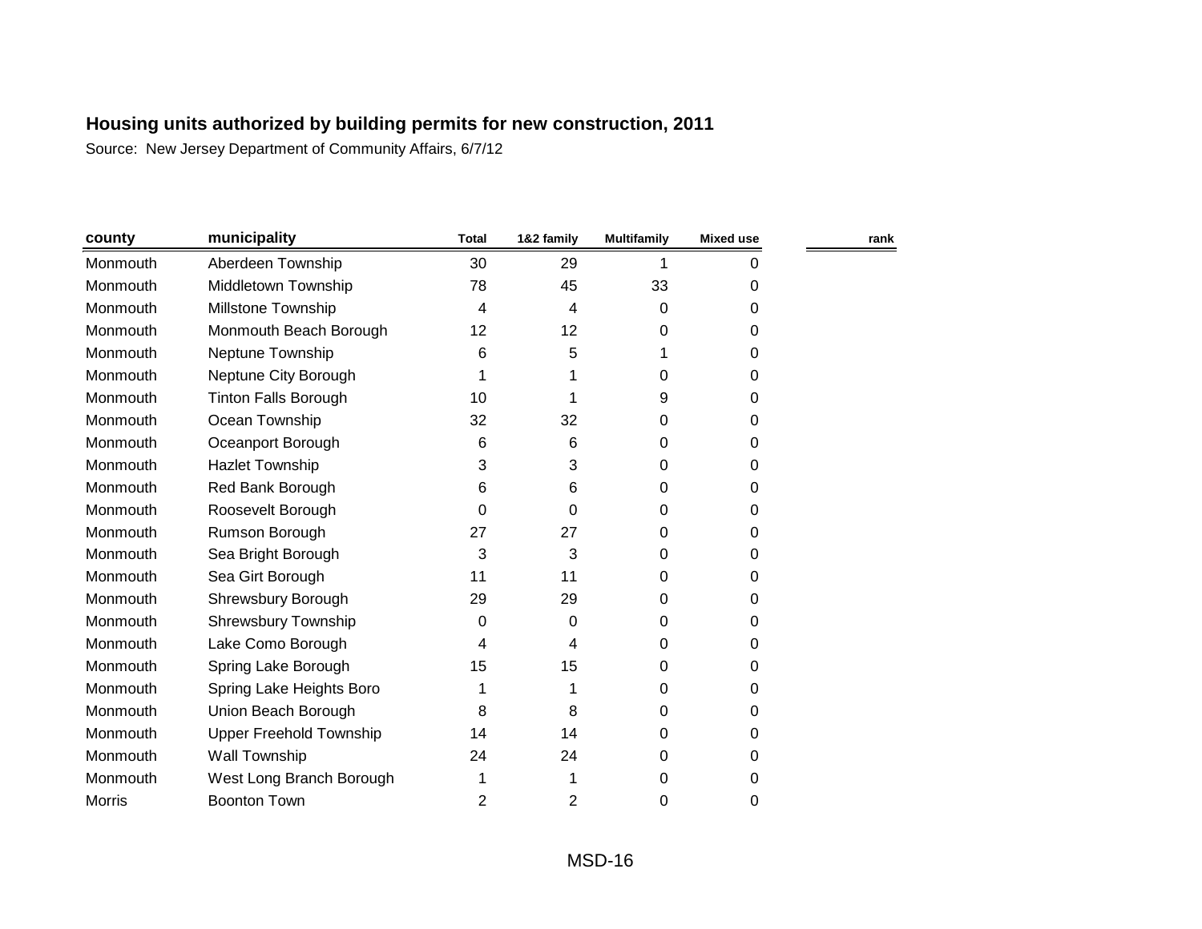**Housing units authorized by building permits for new construction, 2011**

Source: New Jersey Department of Community Affairs, 6/7/12

| county | municipality | Total | 1&2 family | Multifamily | Mixed use | rank |
|---|---|---|---|---|---|---|
| Monmouth | Aberdeen Township | 30 | 29 | 1 | 0 | |
| Monmouth | Middletown Township | 78 | 45 | 33 | 0 | |
| Monmouth | Millstone Township | 4 | 4 | 0 | 0 | |
| Monmouth | Monmouth Beach Borough | 12 | 12 | 0 | 0 | |
| Monmouth | Neptune Township | 6 | 5 | 1 | 0 | |
| Monmouth | Neptune City Borough | 1 | 1 | 0 | 0 | |
| Monmouth | Tinton Falls Borough | 10 | 1 | 9 | 0 | |
| Monmouth | Ocean Township | 32 | 32 | 0 | 0 | |
| Monmouth | Oceanport Borough | 6 | 6 | 0 | 0 | |
| Monmouth | Hazlet Township | 3 | 3 | 0 | 0 | |
| Monmouth | Red Bank Borough | 6 | 6 | 0 | 0 | |
| Monmouth | Roosevelt Borough | 0 | 0 | 0 | 0 | |
| Monmouth | Rumson Borough | 27 | 27 | 0 | 0 | |
| Monmouth | Sea Bright Borough | 3 | 3 | 0 | 0 | |
| Monmouth | Sea Girt Borough | 11 | 11 | 0 | 0 | |
| Monmouth | Shrewsbury Borough | 29 | 29 | 0 | 0 | |
| Monmouth | Shrewsbury Township | 0 | 0 | 0 | 0 | |
| Monmouth | Lake Como Borough | 4 | 4 | 0 | 0 | |
| Monmouth | Spring Lake Borough | 15 | 15 | 0 | 0 | |
| Monmouth | Spring Lake Heights Boro | 1 | 1 | 0 | 0 | |
| Monmouth | Union Beach Borough | 8 | 8 | 0 | 0 | |
| Monmouth | Upper Freehold Township | 14 | 14 | 0 | 0 | |
| Monmouth | Wall Township | 24 | 24 | 0 | 0 | |
| Monmouth | West Long Branch Borough | 1 | 1 | 0 | 0 | |
| Morris | Boonton Town | 2 | 2 | 0 | 0 | |

MSD-16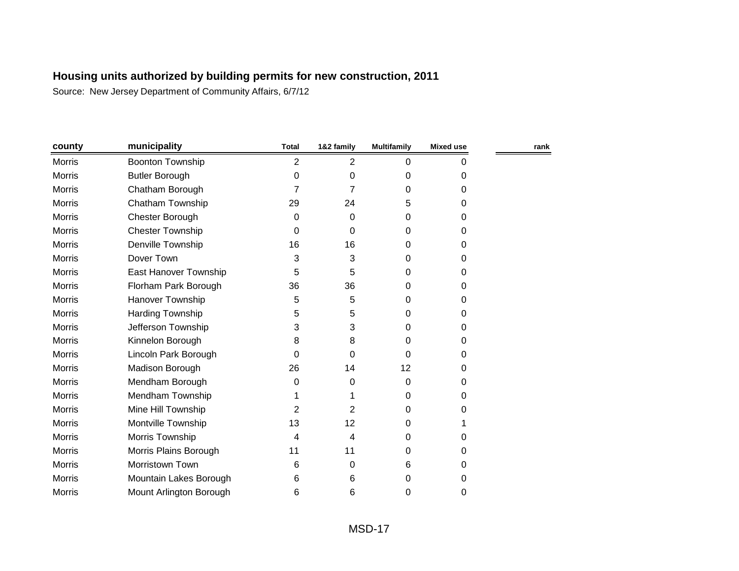## Housing units authorized by building permits for new construction, 2011

Source: New Jersey Department of Community Affairs, 6/7/12

| county | municipality | Total | 1&2 family | Multifamily | Mixed use | rank |
|---|---|---|---|---|---|---|
| Morris | Boonton Township | 2 | 2 | 0 | 0 | |
| Morris | Butler Borough | 0 | 0 | 0 | 0 | |
| Morris | Chatham Borough | 7 | 7 | 0 | 0 | |
| Morris | Chatham Township | 29 | 24 | 5 | 0 | |
| Morris | Chester Borough | 0 | 0 | 0 | 0 | |
| Morris | Chester Township | 0 | 0 | 0 | 0 | |
| Morris | Denville Township | 16 | 16 | 0 | 0 | |
| Morris | Dover Town | 3 | 3 | 0 | 0 | |
| Morris | East Hanover Township | 5 | 5 | 0 | 0 | |
| Morris | Florham Park Borough | 36 | 36 | 0 | 0 | |
| Morris | Hanover Township | 5 | 5 | 0 | 0 | |
| Morris | Harding Township | 5 | 5 | 0 | 0 | |
| Morris | Jefferson Township | 3 | 3 | 0 | 0 | |
| Morris | Kinnelon Borough | 8 | 8 | 0 | 0 | |
| Morris | Lincoln Park Borough | 0 | 0 | 0 | 0 | |
| Morris | Madison Borough | 26 | 14 | 12 | 0 | |
| Morris | Mendham Borough | 0 | 0 | 0 | 0 | |
| Morris | Mendham Township | 1 | 1 | 0 | 0 | |
| Morris | Mine Hill Township | 2 | 2 | 0 | 0 | |
| Morris | Montville Township | 13 | 12 | 0 | 1 | |
| Morris | Morris Township | 4 | 4 | 0 | 0 | |
| Morris | Morris Plains Borough | 11 | 11 | 0 | 0 | |
| Morris | Morristown Town | 6 | 0 | 6 | 0 | |
| Morris | Mountain Lakes Borough | 6 | 6 | 0 | 0 | |
| Morris | Mount Arlington Borough | 6 | 6 | 0 | 0 | |

MSD-17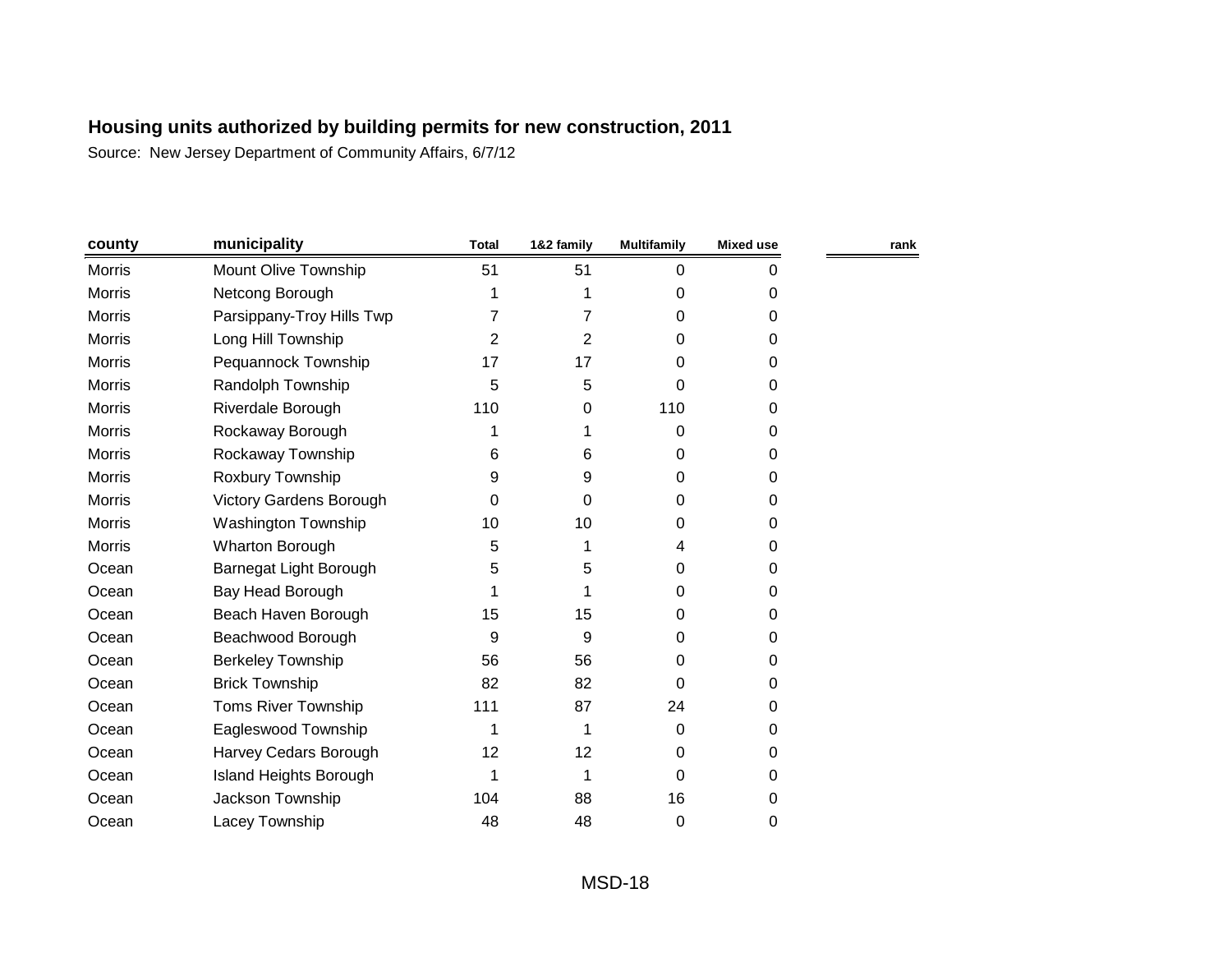## Housing units authorized by building permits for new construction, 2011

Source: New Jersey Department of Community Affairs, 6/7/12

| county | municipality | Total | 1&2 family | Multifamily | Mixed use | rank |
|---|---|---|---|---|---|---|
| Morris | Mount Olive Township | 51 | 51 | 0 | 0 | |
| Morris | Netcong Borough | 1 | 1 | 0 | 0 | |
| Morris | Parsippany-Troy Hills Twp | 7 | 7 | 0 | 0 | |
| Morris | Long Hill Township | 2 | 2 | 0 | 0 | |
| Morris | Pequannock Township | 17 | 17 | 0 | 0 | |
| Morris | Randolph Township | 5 | 5 | 0 | 0 | |
| Morris | Riverdale Borough | 110 | 0 | 110 | 0 | |
| Morris | Rockaway Borough | 1 | 1 | 0 | 0 | |
| Morris | Rockaway Township | 6 | 6 | 0 | 0 | |
| Morris | Roxbury Township | 9 | 9 | 0 | 0 | |
| Morris | Victory Gardens Borough | 0 | 0 | 0 | 0 | |
| Morris | Washington Township | 10 | 10 | 0 | 0 | |
| Morris | Wharton Borough | 5 | 1 | 4 | 0 | |
| Ocean | Barnegat Light Borough | 5 | 5 | 0 | 0 | |
| Ocean | Bay Head Borough | 1 | 1 | 0 | 0 | |
| Ocean | Beach Haven Borough | 15 | 15 | 0 | 0 | |
| Ocean | Beachwood Borough | 9 | 9 | 0 | 0 | |
| Ocean | Berkeley Township | 56 | 56 | 0 | 0 | |
| Ocean | Brick Township | 82 | 82 | 0 | 0 | |
| Ocean | Toms River Township | 111 | 87 | 24 | 0 | |
| Ocean | Eagleswood Township | 1 | 1 | 0 | 0 | |
| Ocean | Harvey Cedars Borough | 12 | 12 | 0 | 0 | |
| Ocean | Island Heights Borough | 1 | 1 | 0 | 0 | |
| Ocean | Jackson Township | 104 | 88 | 16 | 0 | |
| Ocean | Lacey Township | 48 | 48 | 0 | 0 | |

MSD-18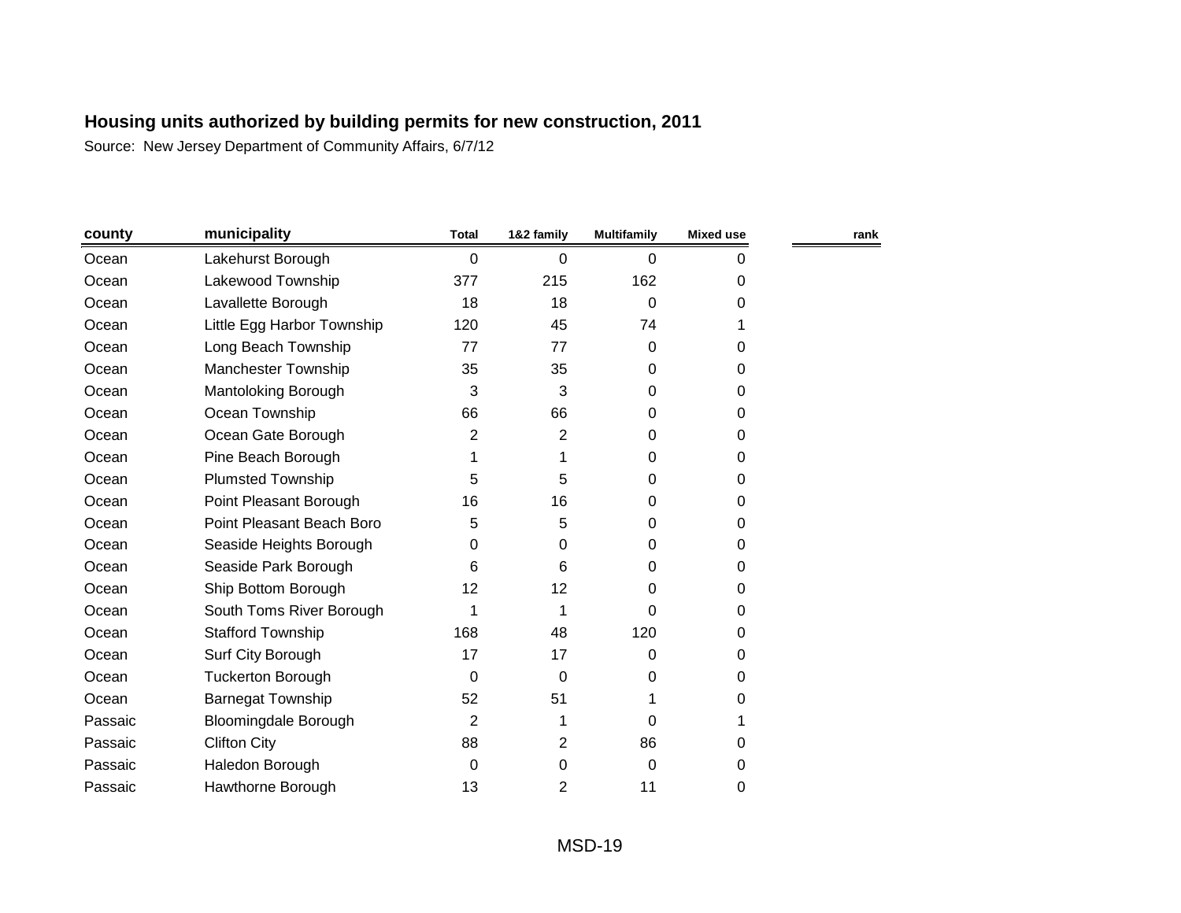## Housing units authorized by building permits for new construction, 2011

Source: New Jersey Department of Community Affairs, 6/7/12

| county | municipality | Total | 1&2 family | Multifamily | Mixed use | rank |
|---|---|---|---|---|---|---|
| Ocean | Lakehurst Borough | 0 | 0 | 0 | 0 | |
| Ocean | Lakewood Township | 377 | 215 | 162 | 0 | |
| Ocean | Lavallette Borough | 18 | 18 | 0 | 0 | |
| Ocean | Little Egg Harbor Township | 120 | 45 | 74 | 1 | |
| Ocean | Long Beach Township | 77 | 77 | 0 | 0 | |
| Ocean | Manchester Township | 35 | 35 | 0 | 0 | |
| Ocean | Mantoloking Borough | 3 | 3 | 0 | 0 | |
| Ocean | Ocean Township | 66 | 66 | 0 | 0 | |
| Ocean | Ocean Gate Borough | 2 | 2 | 0 | 0 | |
| Ocean | Pine Beach Borough | 1 | 1 | 0 | 0 | |
| Ocean | Plumsted Township | 5 | 5 | 0 | 0 | |
| Ocean | Point Pleasant Borough | 16 | 16 | 0 | 0 | |
| Ocean | Point Pleasant Beach Boro | 5 | 5 | 0 | 0 | |
| Ocean | Seaside Heights Borough | 0 | 0 | 0 | 0 | |
| Ocean | Seaside Park Borough | 6 | 6 | 0 | 0 | |
| Ocean | Ship Bottom Borough | 12 | 12 | 0 | 0 | |
| Ocean | South Toms River Borough | 1 | 1 | 0 | 0 | |
| Ocean | Stafford Township | 168 | 48 | 120 | 0 | |
| Ocean | Surf City Borough | 17 | 17 | 0 | 0 | |
| Ocean | Tuckerton Borough | 0 | 0 | 0 | 0 | |
| Ocean | Barnegat Township | 52 | 51 | 1 | 0 | |
| Passaic | Bloomingdale Borough | 2 | 1 | 0 | 1 | |
| Passaic | Clifton City | 88 | 2 | 86 | 0 | |
| Passaic | Haledon Borough | 0 | 0 | 0 | 0 | |
| Passaic | Hawthorne Borough | 13 | 2 | 11 | 0 | |

MSD-19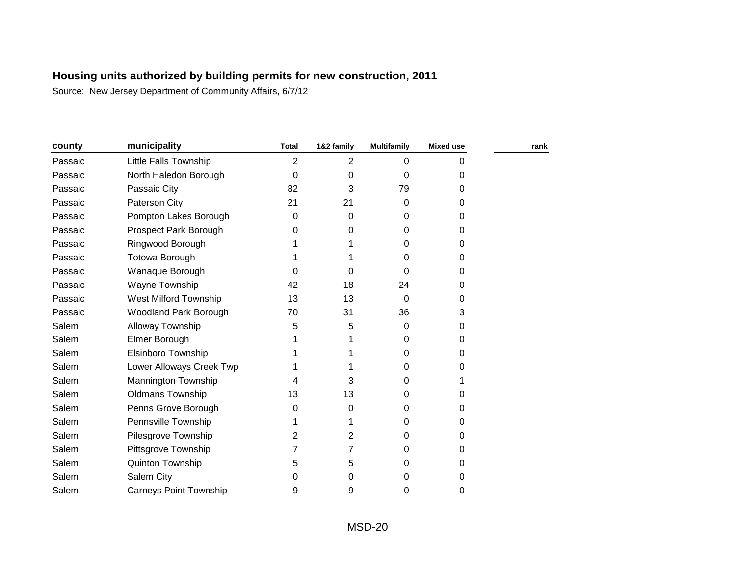# Housing units authorized by building permits for new construction, 2011

Source: New Jersey Department of Community Affairs, 6/7/12

| county | municipality | Total | 1&2 family | Multifamily | Mixed use | rank |
|---|---|---|---|---|---|---|
| Passaic | Little Falls Township | 2 | 2 | 0 | 0 | |
| Passaic | North Haledon Borough | 0 | 0 | 0 | 0 | |
| Passaic | Passaic City | 82 | 3 | 79 | 0 | |
| Passaic | Paterson City | 21 | 21 | 0 | 0 | |
| Passaic | Pompton Lakes Borough | 0 | 0 | 0 | 0 | |
| Passaic | Prospect Park Borough | 0 | 0 | 0 | 0 | |
| Passaic | Ringwood Borough | 1 | 1 | 0 | 0 | |
| Passaic | Totowa Borough | 1 | 1 | 0 | 0 | |
| Passaic | Wanaque Borough | 0 | 0 | 0 | 0 | |
| Passaic | Wayne Township | 42 | 18 | 24 | 0 | |
| Passaic | West Milford Township | 13 | 13 | 0 | 0 | |
| Passaic | Woodland Park Borough | 70 | 31 | 36 | 3 | |
| Salem | Alloway Township | 5 | 5 | 0 | 0 | |
| Salem | Elmer Borough | 1 | 1 | 0 | 0 | |
| Salem | Elsinboro Township | 1 | 1 | 0 | 0 | |
| Salem | Lower Alloways Creek Twp | 1 | 1 | 0 | 0 | |
| Salem | Mannington Township | 4 | 3 | 0 | 1 | |
| Salem | Oldmans Township | 13 | 13 | 0 | 0 | |
| Salem | Penns Grove Borough | 0 | 0 | 0 | 0 | |
| Salem | Pennsville Township | 1 | 1 | 0 | 0 | |
| Salem | Pilesgrove Township | 2 | 2 | 0 | 0 | |
| Salem | Pittsgrove Township | 7 | 7 | 0 | 0 | |
| Salem | Quinton Township | 5 | 5 | 0 | 0 | |
| Salem | Salem City | 0 | 0 | 0 | 0 | |
| Salem | Carneys Point Township | 9 | 9 | 0 | 0 | |

MSD-20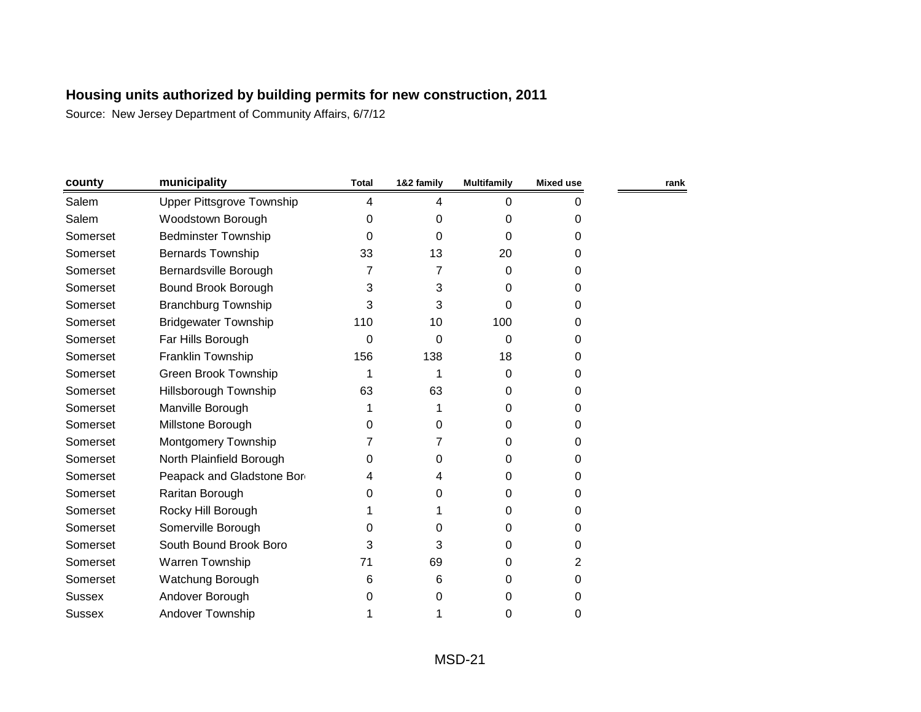# Housing units authorized by building permits for new construction, 2011

Source: New Jersey Department of Community Affairs, 6/7/12

| county | municipality | Total | 1&2 family | Multifamily | Mixed use | rank |
|---|---|---|---|---|---|---|
| Salem | Upper Pittsgrove Township | 4 | 4 | 0 | 0 | |
| Salem | Woodstown Borough | 0 | 0 | 0 | 0 | |
| Somerset | Bedminster Township | 0 | 0 | 0 | 0 | |
| Somerset | Bernards Township | 33 | 13 | 20 | 0 | |
| Somerset | Bernardsville Borough | 7 | 7 | 0 | 0 | |
| Somerset | Bound Brook Borough | 3 | 3 | 0 | 0 | |
| Somerset | Branchburg Township | 3 | 3 | 0 | 0 | |
| Somerset | Bridgewater Township | 110 | 10 | 100 | 0 | |
| Somerset | Far Hills Borough | 0 | 0 | 0 | 0 | |
| Somerset | Franklin Township | 156 | 138 | 18 | 0 | |
| Somerset | Green Brook Township | 1 | 1 | 0 | 0 | |
| Somerset | Hillsborough Township | 63 | 63 | 0 | 0 | |
| Somerset | Manville Borough | 1 | 1 | 0 | 0 | |
| Somerset | Millstone Borough | 0 | 0 | 0 | 0 | |
| Somerset | Montgomery Township | 7 | 7 | 0 | 0 | |
| Somerset | North Plainfield Borough | 0 | 0 | 0 | 0 | |
| Somerset | Peapack and Gladstone Bor | 4 | 4 | 0 | 0 | |
| Somerset | Raritan Borough | 0 | 0 | 0 | 0 | |
| Somerset | Rocky Hill Borough | 1 | 1 | 0 | 0 | |
| Somerset | Somerville Borough | 0 | 0 | 0 | 0 | |
| Somerset | South Bound Brook Boro | 3 | 3 | 0 | 0 | |
| Somerset | Warren Township | 71 | 69 | 0 | 2 | |
| Somerset | Watchung Borough | 6 | 6 | 0 | 0 | |
| Sussex | Andover Borough | 0 | 0 | 0 | 0 | |
| Sussex | Andover Township | 1 | 1 | 0 | 0 | |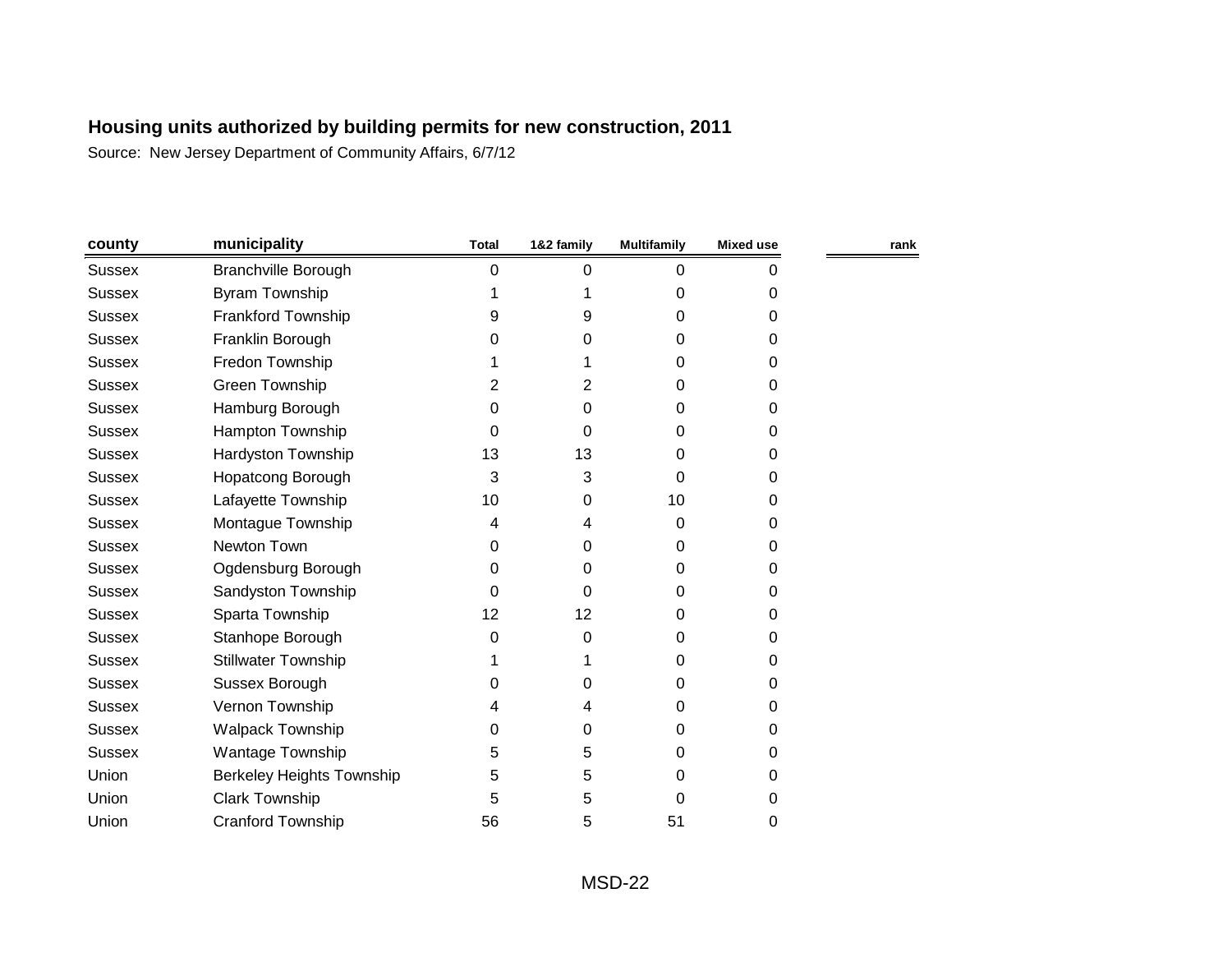## Housing units authorized by building permits for new construction, 2011

Source: New Jersey Department of Community Affairs, 6/7/12

| county | municipality | Total | 1&2 family | Multifamily | Mixed use | rank |
|---|---|---|---|---|---|---|
| Sussex | Branchville Borough | 0 | 0 | 0 | 0 | |
| Sussex | Byram Township | 1 | 1 | 0 | 0 | |
| Sussex | Frankford Township | 9 | 9 | 0 | 0 | |
| Sussex | Franklin Borough | 0 | 0 | 0 | 0 | |
| Sussex | Fredon Township | 1 | 1 | 0 | 0 | |
| Sussex | Green Township | 2 | 2 | 0 | 0 | |
| Sussex | Hamburg Borough | 0 | 0 | 0 | 0 | |
| Sussex | Hampton Township | 0 | 0 | 0 | 0 | |
| Sussex | Hardyston Township | 13 | 13 | 0 | 0 | |
| Sussex | Hopatcong Borough | 3 | 3 | 0 | 0 | |
| Sussex | Lafayette Township | 10 | 0 | 10 | 0 | |
| Sussex | Montague Township | 4 | 4 | 0 | 0 | |
| Sussex | Newton Town | 0 | 0 | 0 | 0 | |
| Sussex | Ogdensburg Borough | 0 | 0 | 0 | 0 | |
| Sussex | Sandyston Township | 0 | 0 | 0 | 0 | |
| Sussex | Sparta Township | 12 | 12 | 0 | 0 | |
| Sussex | Stanhope Borough | 0 | 0 | 0 | 0 | |
| Sussex | Stillwater Township | 1 | 1 | 0 | 0 | |
| Sussex | Sussex Borough | 0 | 0 | 0 | 0 | |
| Sussex | Vernon Township | 4 | 4 | 0 | 0 | |
| Sussex | Walpack Township | 0 | 0 | 0 | 0 | |
| Sussex | Wantage Township | 5 | 5 | 0 | 0 | |
| Union | Berkeley Heights Township | 5 | 5 | 0 | 0 | |
| Union | Clark Township | 5 | 5 | 0 | 0 | |
| Union | Cranford Township | 56 | 5 | 51 | 0 | |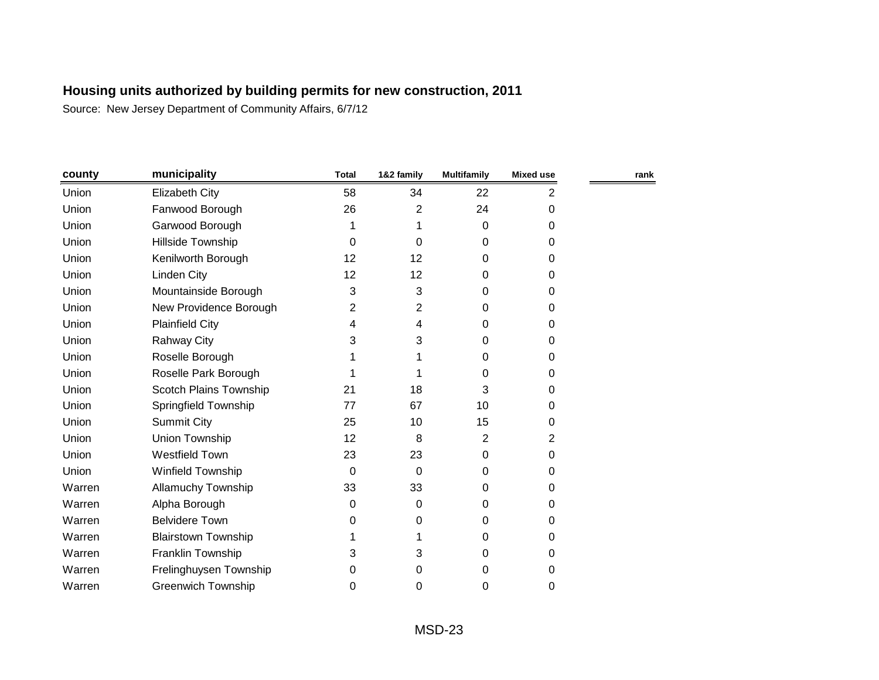**Housing units authorized by building permits for new construction, 2011**

Source: New Jersey Department of Community Affairs, 6/7/12

| county | municipality | Total | 1&2 family | Multifamily | Mixed use | rank |
|---|---|---|---|---|---|---|
| Union | Elizabeth City | 58 | 34 | 22 | 2 | |
| Union | Fanwood Borough | 26 | 2 | 24 | 0 | |
| Union | Garwood Borough | 1 | 1 | 0 | 0 | |
| Union | Hillside Township | 0 | 0 | 0 | 0 | |
| Union | Kenilworth Borough | 12 | 12 | 0 | 0 | |
| Union | Linden City | 12 | 12 | 0 | 0 | |
| Union | Mountainside Borough | 3 | 3 | 0 | 0 | |
| Union | New Providence Borough | 2 | 2 | 0 | 0 | |
| Union | Plainfield City | 4 | 4 | 0 | 0 | |
| Union | Rahway City | 3 | 3 | 0 | 0 | |
| Union | Roselle Borough | 1 | 1 | 0 | 0 | |
| Union | Roselle Park Borough | 1 | 1 | 0 | 0 | |
| Union | Scotch Plains Township | 21 | 18 | 3 | 0 | |
| Union | Springfield Township | 77 | 67 | 10 | 0 | |
| Union | Summit City | 25 | 10 | 15 | 0 | |
| Union | Union Township | 12 | 8 | 2 | 2 | |
| Union | Westfield Town | 23 | 23 | 0 | 0 | |
| Union | Winfield Township | 0 | 0 | 0 | 0 | |
| Warren | Allamuchy Township | 33 | 33 | 0 | 0 | |
| Warren | Alpha Borough | 0 | 0 | 0 | 0 | |
| Warren | Belvidere Town | 0 | 0 | 0 | 0 | |
| Warren | Blairstown Township | 1 | 1 | 0 | 0 | |
| Warren | Franklin Township | 3 | 3 | 0 | 0 | |
| Warren | Frelinghuysen Township | 0 | 0 | 0 | 0 | |
| Warren | Greenwich Township | 0 | 0 | 0 | 0 | |

MSD-23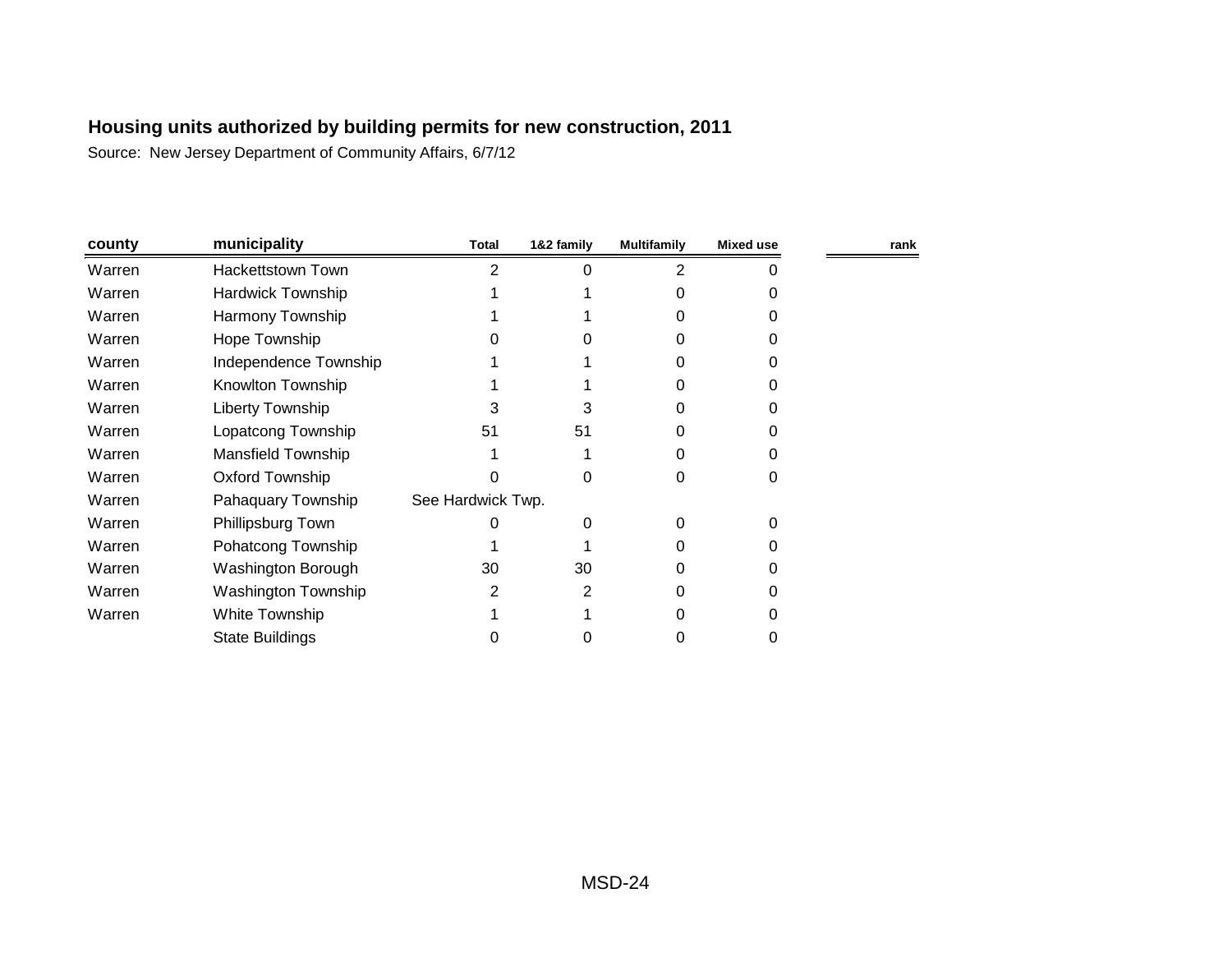## Housing units authorized by building permits for new construction, 2011

Source: New Jersey Department of Community Affairs, 6/7/12

| county | municipality | Total | 1&2 family | Multifamily | Mixed use | rank |
|---|---|---|---|---|---|---|
| Warren | Hackettstown Town | 2 | 0 | 2 | 0 | |
| Warren | Hardwick Township | 1 | 1 | 0 | 0 | |
| Warren | Harmony Township | 1 | 1 | 0 | 0 | |
| Warren | Hope Township | 0 | 0 | 0 | 0 | |
| Warren | Independence Township | 1 | 1 | 0 | 0 | |
| Warren | Knowlton Township | 1 | 1 | 0 | 0 | |
| Warren | Liberty Township | 3 | 3 | 0 | 0 | |
| Warren | Lopatcong Township | 51 | 51 | 0 | 0 | |
| Warren | Mansfield Township | 1 | 1 | 0 | 0 | |
| Warren | Oxford Township | 0 | 0 | 0 | 0 | |
| Warren | Pahaquary Township | See Hardwick Twp. | | | | |
| Warren | Phillipsburg Town | 0 | 0 | 0 | 0 | |
| Warren | Pohatcong Township | 1 | 1 | 0 | 0 | |
| Warren | Washington Borough | 30 | 30 | 0 | 0 | |
| Warren | Washington Township | 2 | 2 | 0 | 0 | |
| Warren | White Township | 1 | 1 | 0 | 0 | |
| | State Buildings | 0 | 0 | 0 | 0 | |